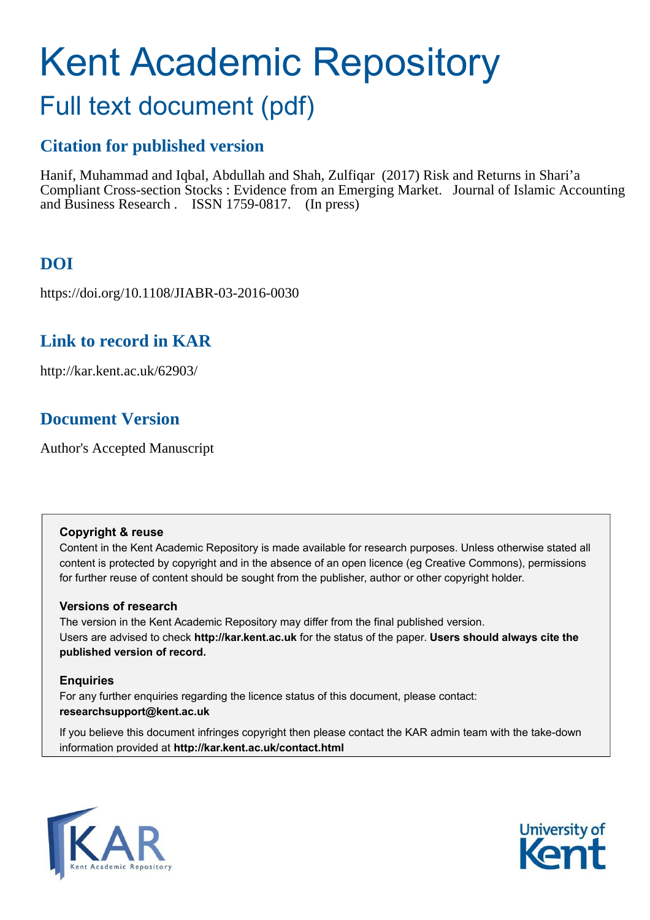# Kent Academic Repository

## Full text document (pdf)

### Citation for published version

Hanif, Muhammad and Iqbal, Abdullah and Shah, Zulfiqar (2017) Risk and Returns in Shari'a Compliant Cross-section Stocks : Evidence from an Emerging Market. Journal of Islamic Accounting and Business Research . ISSN 1759-0817. (In press)

### DOI

https://doi.org/10.1108/JIABR-03-2016-0030

### Link to record in KAR

http://kar.kent.ac.uk/62903/

### Document Version

Author's Accepted Manuscript

**Copyright & reuse**

Content in the Kent Academic Repository is made available for research purposes. Unless otherwise stated all content is protected by copyright and in the absence of an open licence (eg Creative Commons), permissions for further reuse of content should be sought from the publisher, author or other copyright holder.

**Versions of research**

The version in the Kent Academic Repository may differ from the final published version. Users are advised to check **http://kar.kent.ac.uk** for the status of the paper. **Users should always cite the published version of record.**

**Enquiries**

For any further enquiries regarding the licence status of this document, please contact: **researchsupport@kent.ac.uk**

If you believe this document infringes copyright then please contact the KAR admin team with the take-down information provided at **http://kar.kent.ac.uk/contact.html**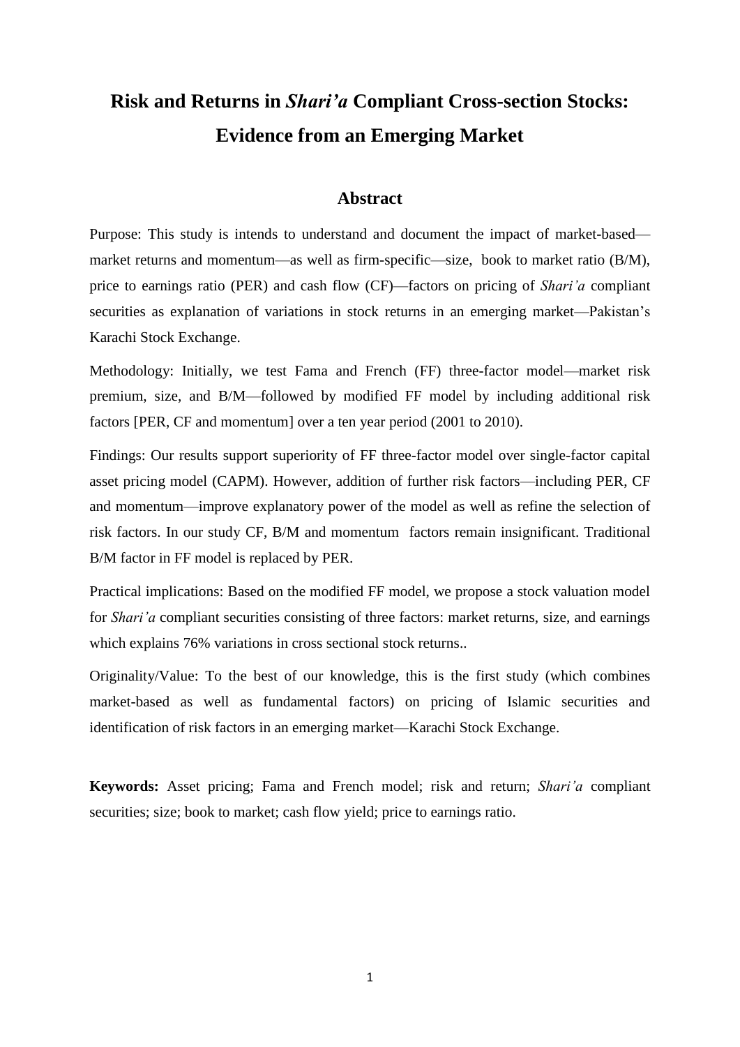# Risk and Returns in *Shari'a* Compliant Cross-section Stocks: Evidence from an Emerging Market

## Abstract

Purpose: This study is intends to understand and document the impact of market-based—market returns and momentum—as well as firm-specific—size, book to market ratio (B/M), price to earnings ratio (PER) and cash flow (CF)—factors on pricing of *Shari'a* compliant securities as explanation of variations in stock returns in an emerging market—Pakistan's Karachi Stock Exchange.

Methodology: Initially, we test Fama and French (FF) three-factor model—market risk premium, size, and B/M—followed by modified FF model by including additional risk factors [PER, CF and momentum] over a ten year period (2001 to 2010).

Findings: Our results support superiority of FF three-factor model over single-factor capital asset pricing model (CAPM). However, addition of further risk factors—including PER, CF and momentum—improve explanatory power of the model as well as refine the selection of risk factors. In our study CF, B/M and momentum factors remain insignificant. Traditional B/M factor in FF model is replaced by PER.

Practical implications: Based on the modified FF model, we propose a stock valuation model for *Shari'a* compliant securities consisting of three factors: market returns, size, and earnings which explains 76% variations in cross sectional stock returns..

Originality/Value: To the best of our knowledge, this is the first study (which combines market-based as well as fundamental factors) on pricing of Islamic securities and identification of risk factors in an emerging market—Karachi Stock Exchange.

**Keywords:** Asset pricing; Fama and French model; risk and return; *Shari'a* compliant securities; size; book to market; cash flow yield; price to earnings ratio.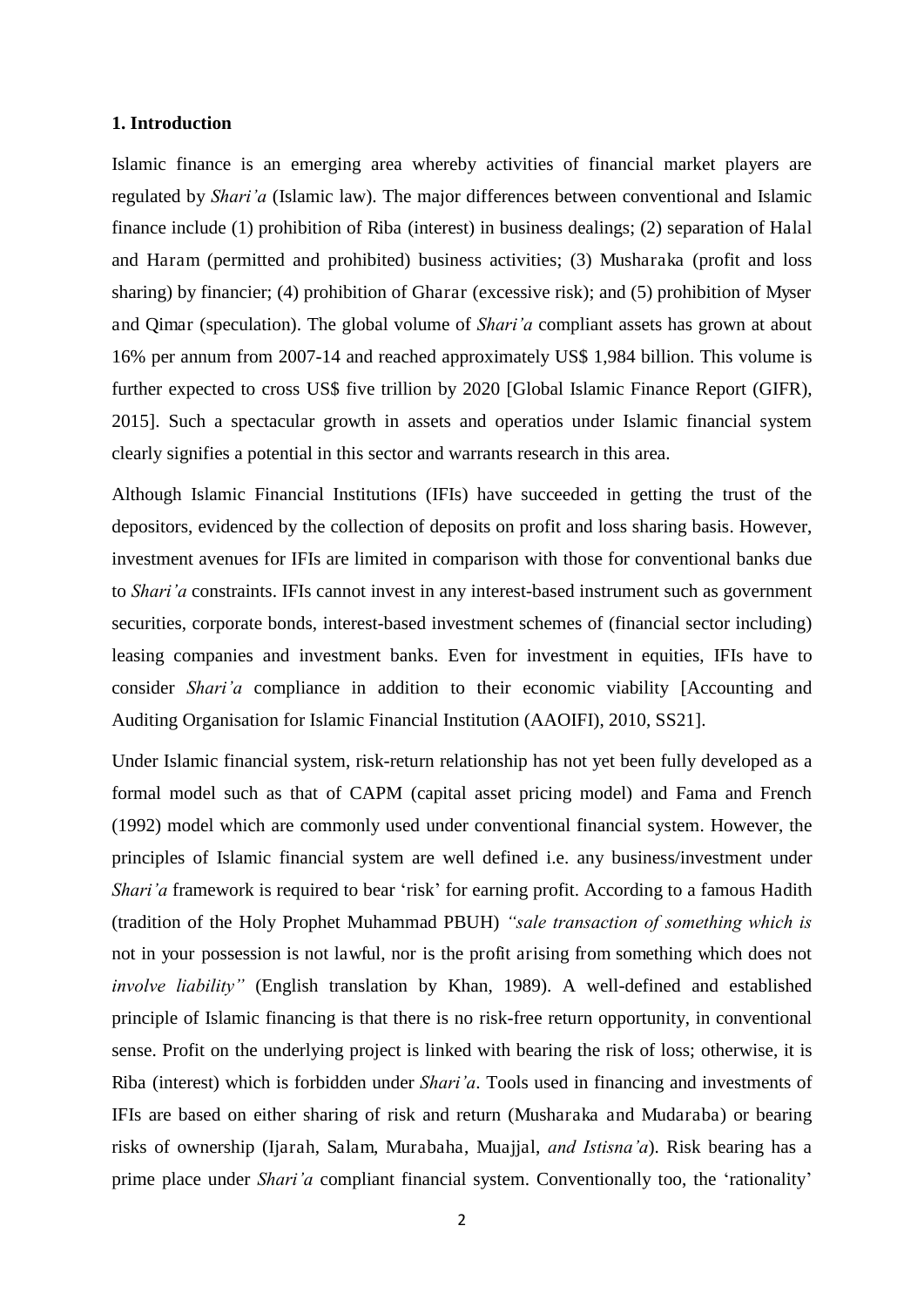### 1. Introduction

Islamic finance is an emerging area whereby activities of financial market players are regulated by *Shari'a* (Islamic law). The major differences between conventional and Islamic finance include (1) prohibition of Riba (interest) in business dealings; (2) separation of Halal and Haram (permitted and prohibited) business activities; (3) Musharaka (profit and loss sharing) by financier; (4) prohibition of Gharar (excessive risk); and (5) prohibition of Myser and Qimar (speculation). The global volume of *Shari'a* compliant assets has grown at about 16% per annum from 2007-14 and reached approximately US$ 1,984 billion. This volume is further expected to cross US$ five trillion by 2020 [Global Islamic Finance Report (GIFR), 2015]. Such a spectacular growth in assets and operatios under Islamic financial system clearly signifies a potential in this sector and warrants research in this area.

Although Islamic Financial Institutions (IFIs) have succeeded in getting the trust of the depositors, evidenced by the collection of deposits on profit and loss sharing basis. However, investment avenues for IFIs are limited in comparison with those for conventional banks due to *Shari'a* constraints. IFIs cannot invest in any interest-based instrument such as government securities, corporate bonds, interest-based investment schemes of (financial sector including) leasing companies and investment banks. Even for investment in equities, IFIs have to consider *Shari'a* compliance in addition to their economic viability [Accounting and Auditing Organisation for Islamic Financial Institution (AAOIFI), 2010, SS21].

Under Islamic financial system, risk-return relationship has not yet been fully developed as a formal model such as that of CAPM (capital asset pricing model) and Fama and French (1992) model which are commonly used under conventional financial system. However, the principles of Islamic financial system are well defined i.e. any business/investment under *Shari'a* framework is required to bear 'risk' for earning profit. According to a famous Hadith (tradition of the Holy Prophet Muhammad PBUH) *"sale transaction of something which is* not in your possession is not lawful, nor is the profit arising from something which does not *involve liability"* (English translation by Khan, 1989). A well-defined and established principle of Islamic financing is that there is no risk-free return opportunity, in conventional sense. Profit on the underlying project is linked with bearing the risk of loss; otherwise, it is Riba (interest) which is forbidden under *Shari'a*. Tools used in financing and investments of IFIs are based on either sharing of risk and return (Musharaka and Mudaraba) or bearing risks of ownership (Ijarah, Salam, Murabaha, Muajjal, *and Istisna'a*). Risk bearing has a prime place under *Shari'a* compliant financial system. Conventionally too, the 'rationality'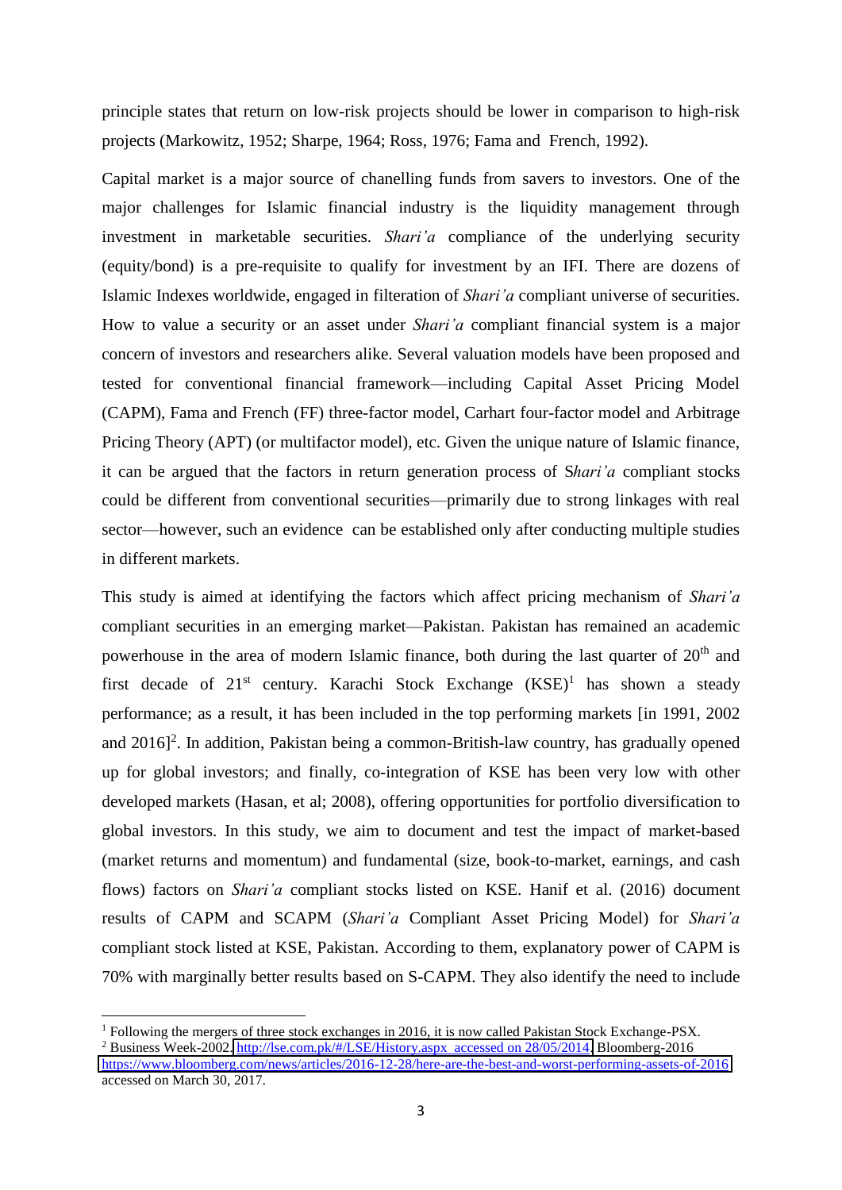principle states that return on low-risk projects should be lower in comparison to high-risk projects (Markowitz, 1952; Sharpe, 1964; Ross, 1976; Fama and French, 1992).

Capital market is a major source of chanelling funds from savers to investors. One of the major challenges for Islamic financial industry is the liquidity management through investment in marketable securities. *Shari'a* compliance of the underlying security (equity/bond) is a pre-requisite to qualify for investment by an IFI. There are dozens of Islamic Indexes worldwide, engaged in filteration of *Shari'a* compliant universe of securities. How to value a security or an asset under *Shari'a* compliant financial system is a major concern of investors and researchers alike. Several valuation models have been proposed and tested for conventional financial framework—including Capital Asset Pricing Model (CAPM), Fama and French (FF) three-factor model, Carhart four-factor model and Arbitrage Pricing Theory (APT) (or multifactor model), etc. Given the unique nature of Islamic finance, it can be argued that the factors in return generation process of S*hari'a* compliant stocks could be different from conventional securities—primarily due to strong linkages with real sector—however, such an evidence can be established only after conducting multiple studies in different markets.

This study is aimed at identifying the factors which affect pricing mechanism of *Shari'a* compliant securities in an emerging market—Pakistan. Pakistan has remained an academic powerhouse in the area of modern Islamic finance, both during the last quarter of 20th and first decade of 21st century. Karachi Stock Exchange (KSE)[1] has shown a steady performance; as a result, it has been included in the top performing markets [in 1991, 2002 and 2016][2]. In addition, Pakistan being a common-British-law country, has gradually opened up for global investors; and finally, co-integration of KSE has been very low with other developed markets (Hasan, et al; 2008), offering opportunities for portfolio diversification to global investors. In this study, we aim to document and test the impact of market-based (market returns and momentum) and fundamental (size, book-to-market, earnings, and cash flows) factors on *Shari'a* compliant stocks listed on KSE. Hanif et al. (2016) document results of CAPM and SCAPM (*Shari'a* Compliant Asset Pricing Model) for *Shari'a* compliant stock listed at KSE, Pakistan. According to them, explanatory power of CAPM is 70% with marginally better results based on S-CAPM. They also identify the need to include

---

[1] Following the mergers of three stock exchanges in 2016, it is now called Pakistan Stock Exchange-PSX.

[2] Business Week-2002, http://lse.com.pk/#/LSE/History.aspx accessed on 28/05/2014; Bloomberg-2016 https://www.bloomberg.com/news/articles/2016-12-28/here-are-the-best-and-worst-performing-assets-of-2016 accessed on March 30, 2017.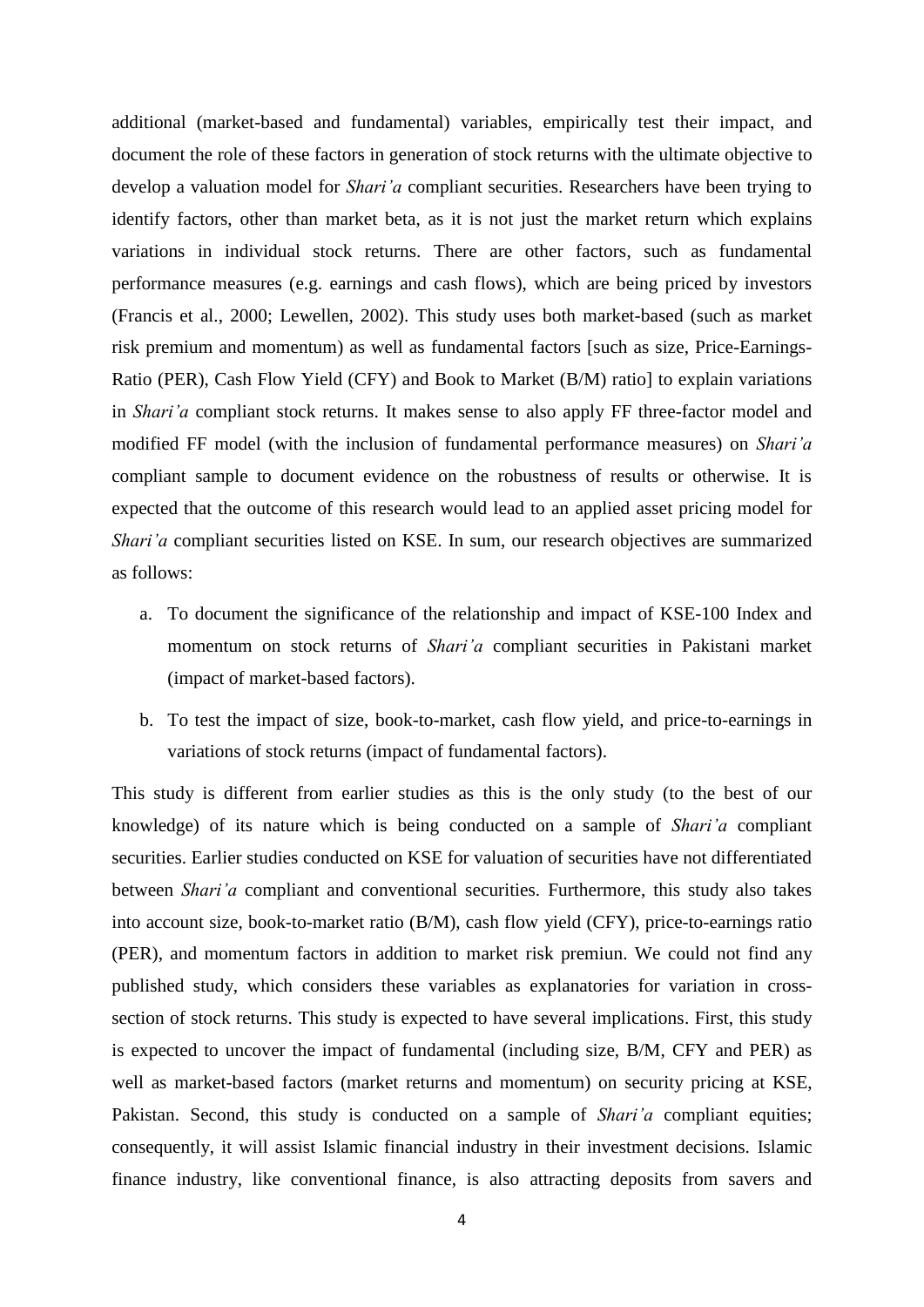additional (market-based and fundamental) variables, empirically test their impact, and document the role of these factors in generation of stock returns with the ultimate objective to develop a valuation model for *Shari'a* compliant securities. Researchers have been trying to identify factors, other than market beta, as it is not just the market return which explains variations in individual stock returns. There are other factors, such as fundamental performance measures (e.g. earnings and cash flows), which are being priced by investors (Francis et al., 2000; Lewellen, 2002). This study uses both market-based (such as market risk premium and momentum) as well as fundamental factors [such as size, Price-Earnings-Ratio (PER), Cash Flow Yield (CFY) and Book to Market (B/M) ratio] to explain variations in *Shari'a* compliant stock returns. It makes sense to also apply FF three-factor model and modified FF model (with the inclusion of fundamental performance measures) on *Shari'a* compliant sample to document evidence on the robustness of results or otherwise. It is expected that the outcome of this research would lead to an applied asset pricing model for *Shari'a* compliant securities listed on KSE. In sum, our research objectives are summarized as follows:

a. To document the significance of the relationship and impact of KSE-100 Index and momentum on stock returns of *Shari'a* compliant securities in Pakistani market (impact of market-based factors).

b. To test the impact of size, book-to-market, cash flow yield, and price-to-earnings in variations of stock returns (impact of fundamental factors).

This study is different from earlier studies as this is the only study (to the best of our knowledge) of its nature which is being conducted on a sample of *Shari'a* compliant securities. Earlier studies conducted on KSE for valuation of securities have not differentiated between *Shari'a* compliant and conventional securities. Furthermore, this study also takes into account size, book-to-market ratio (B/M), cash flow yield (CFY), price-to-earnings ratio (PER), and momentum factors in addition to market risk premiun. We could not find any published study, which considers these variables as explanatories for variation in cross-section of stock returns. This study is expected to have several implications. First, this study is expected to uncover the impact of fundamental (including size, B/M, CFY and PER) as well as market-based factors (market returns and momentum) on security pricing at KSE, Pakistan. Second, this study is conducted on a sample of *Shari'a* compliant equities; consequently, it will assist Islamic financial industry in their investment decisions. Islamic finance industry, like conventional finance, is also attracting deposits from savers and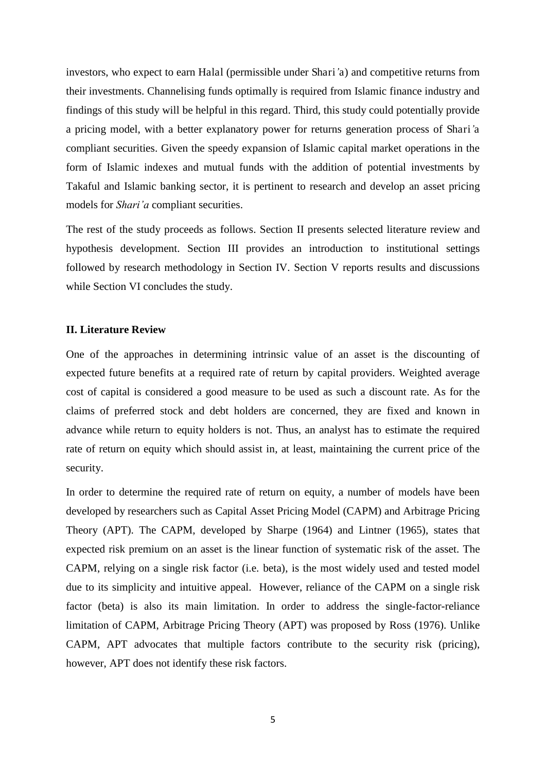investors, who expect to earn Halal (permissible under Shari'a) and competitive returns from their investments. Channelising funds optimally is required from Islamic finance industry and findings of this study will be helpful in this regard. Third, this study could potentially provide a pricing model, with a better explanatory power for returns generation process of Shari'a compliant securities. Given the speedy expansion of Islamic capital market operations in the form of Islamic indexes and mutual funds with the addition of potential investments by Takaful and Islamic banking sector, it is pertinent to research and develop an asset pricing models for *Shari'a* compliant securities.

The rest of the study proceeds as follows. Section II presents selected literature review and hypothesis development. Section III provides an introduction to institutional settings followed by research methodology in Section IV. Section V reports results and discussions while Section VI concludes the study.

## II. Literature Review

One of the approaches in determining intrinsic value of an asset is the discounting of expected future benefits at a required rate of return by capital providers. Weighted average cost of capital is considered a good measure to be used as such a discount rate. As for the claims of preferred stock and debt holders are concerned, they are fixed and known in advance while return to equity holders is not. Thus, an analyst has to estimate the required rate of return on equity which should assist in, at least, maintaining the current price of the security.

In order to determine the required rate of return on equity, a number of models have been developed by researchers such as Capital Asset Pricing Model (CAPM) and Arbitrage Pricing Theory (APT). The CAPM, developed by Sharpe (1964) and Lintner (1965), states that expected risk premium on an asset is the linear function of systematic risk of the asset. The CAPM, relying on a single risk factor (i.e. beta), is the most widely used and tested model due to its simplicity and intuitive appeal. However, reliance of the CAPM on a single risk factor (beta) is also its main limitation. In order to address the single-factor-reliance limitation of CAPM, Arbitrage Pricing Theory (APT) was proposed by Ross (1976). Unlike CAPM, APT advocates that multiple factors contribute to the security risk (pricing), however, APT does not identify these risk factors.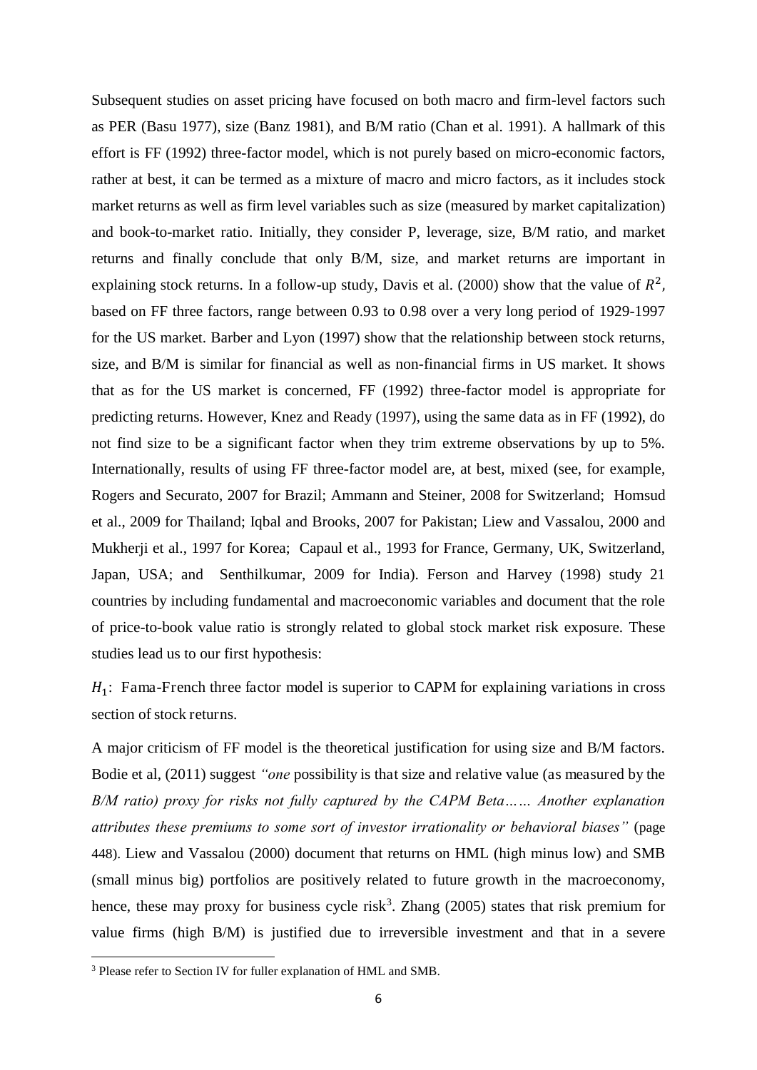Subsequent studies on asset pricing have focused on both macro and firm-level factors such as PER (Basu 1977), size (Banz 1981), and B/M ratio (Chan et al. 1991). A hallmark of this effort is FF (1992) three-factor model, which is not purely based on micro-economic factors, rather at best, it can be termed as a mixture of macro and micro factors, as it includes stock market returns as well as firm level variables such as size (measured by market capitalization) and book-to-market ratio. Initially, they consider P, leverage, size, B/M ratio, and market returns and finally conclude that only B/M, size, and market returns are important in explaining stock returns. In a follow-up study, Davis et al. (2000) show that the value of $R^2$, based on FF three factors, range between 0.93 to 0.98 over a very long period of 1929-1997 for the US market. Barber and Lyon (1997) show that the relationship between stock returns, size, and B/M is similar for financial as well as non-financial firms in US market. It shows that as for the US market is concerned, FF (1992) three-factor model is appropriate for predicting returns. However, Knez and Ready (1997), using the same data as in FF (1992), do not find size to be a significant factor when they trim extreme observations by up to 5%. Internationally, results of using FF three-factor model are, at best, mixed (see, for example, Rogers and Securato, 2007 for Brazil; Ammann and Steiner, 2008 for Switzerland; Homsud et al., 2009 for Thailand; Iqbal and Brooks, 2007 for Pakistan; Liew and Vassalou, 2000 and Mukherji et al., 1997 for Korea; Capaul et al., 1993 for France, Germany, UK, Switzerland, Japan, USA; and Senthilkumar, 2009 for India). Ferson and Harvey (1998) study 21 countries by including fundamental and macroeconomic variables and document that the role of price-to-book value ratio is strongly related to global stock market risk exposure. These studies lead us to our first hypothesis:

$H_1$: Fama-French three factor model is superior to CAPM for explaining variations in cross section of stock returns.

A major criticism of FF model is the theoretical justification for using size and B/M factors. Bodie et al, (2011) suggest *"one* possibility is that size and relative value (as measured by the *B/M ratio) proxy for risks not fully captured by the CAPM Beta…… Another explanation attributes these premiums to some sort of investor irrationality or behavioral biases"* (page 448). Liew and Vassalou (2000) document that returns on HML (high minus low) and SMB (small minus big) portfolios are positively related to future growth in the macroeconomy, hence, these may proxy for business cycle risk[3]. Zhang (2005) states that risk premium for value firms (high B/M) is justified due to irreversible investment and that in a severe

[3] Please refer to Section IV for fuller explanation of HML and SMB.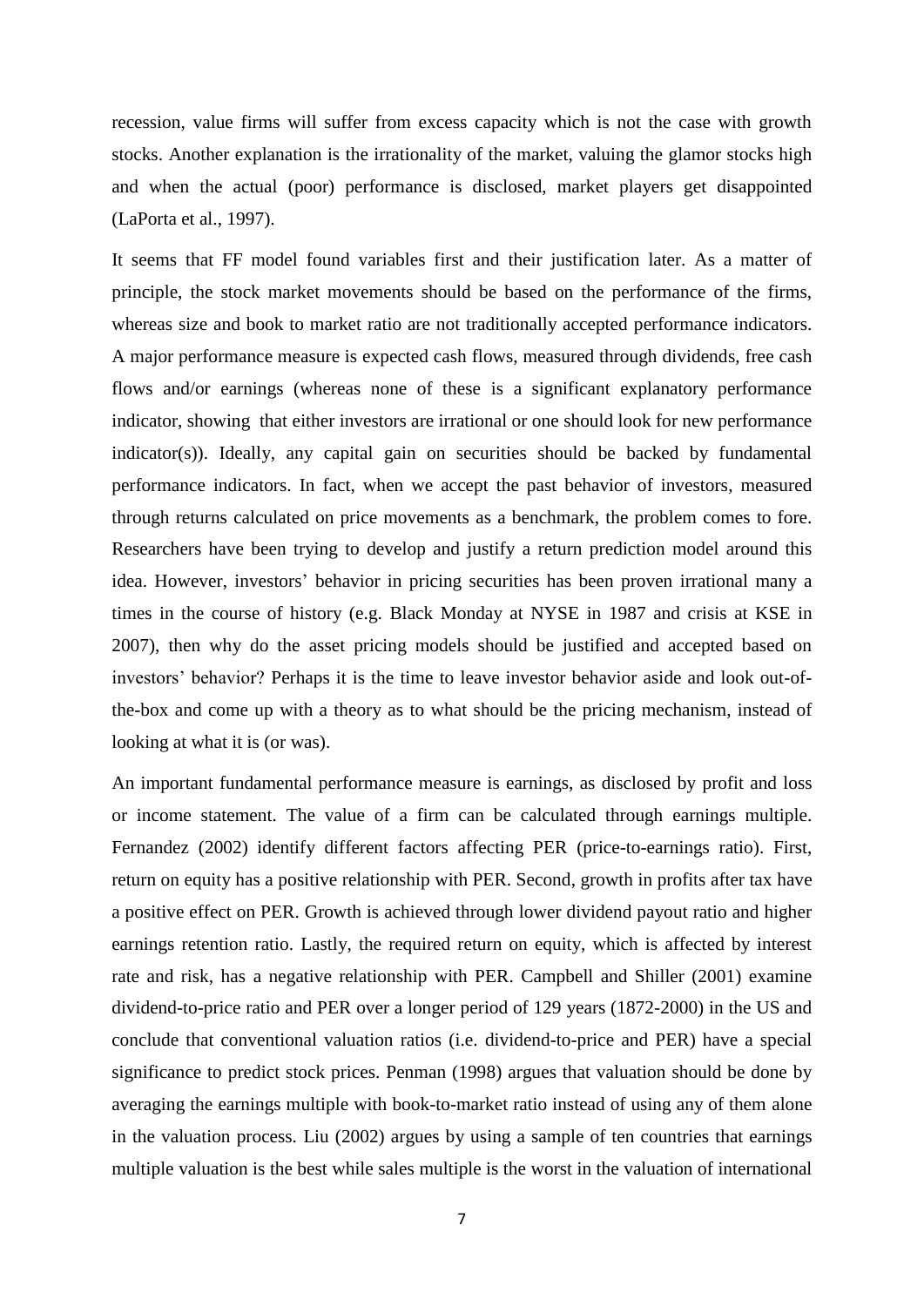recession, value firms will suffer from excess capacity which is not the case with growth stocks. Another explanation is the irrationality of the market, valuing the glamor stocks high and when the actual (poor) performance is disclosed, market players get disappointed (LaPorta et al., 1997).

It seems that FF model found variables first and their justification later. As a matter of principle, the stock market movements should be based on the performance of the firms, whereas size and book to market ratio are not traditionally accepted performance indicators. A major performance measure is expected cash flows, measured through dividends, free cash flows and/or earnings (whereas none of these is a significant explanatory performance indicator, showing that either investors are irrational or one should look for new performance indicator(s)). Ideally, any capital gain on securities should be backed by fundamental performance indicators. In fact, when we accept the past behavior of investors, measured through returns calculated on price movements as a benchmark, the problem comes to fore. Researchers have been trying to develop and justify a return prediction model around this idea. However, investors' behavior in pricing securities has been proven irrational many a times in the course of history (e.g. Black Monday at NYSE in 1987 and crisis at KSE in 2007), then why do the asset pricing models should be justified and accepted based on investors' behavior? Perhaps it is the time to leave investor behavior aside and look out-of-the-box and come up with a theory as to what should be the pricing mechanism, instead of looking at what it is (or was).

An important fundamental performance measure is earnings, as disclosed by profit and loss or income statement. The value of a firm can be calculated through earnings multiple. Fernandez (2002) identify different factors affecting PER (price-to-earnings ratio). First, return on equity has a positive relationship with PER. Second, growth in profits after tax have a positive effect on PER. Growth is achieved through lower dividend payout ratio and higher earnings retention ratio. Lastly, the required return on equity, which is affected by interest rate and risk, has a negative relationship with PER. Campbell and Shiller (2001) examine dividend-to-price ratio and PER over a longer period of 129 years (1872-2000) in the US and conclude that conventional valuation ratios (i.e. dividend-to-price and PER) have a special significance to predict stock prices. Penman (1998) argues that valuation should be done by averaging the earnings multiple with book-to-market ratio instead of using any of them alone in the valuation process. Liu (2002) argues by using a sample of ten countries that earnings multiple valuation is the best while sales multiple is the worst in the valuation of international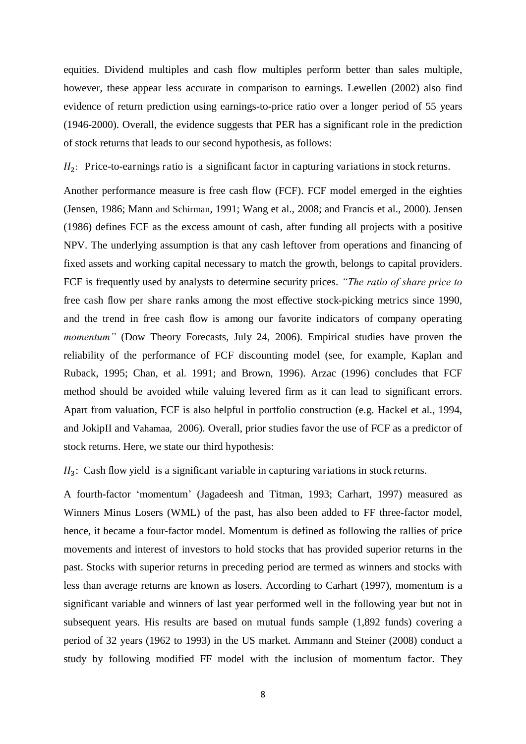equities. Dividend multiples and cash flow multiples perform better than sales multiple, however, these appear less accurate in comparison to earnings. Lewellen (2002) also find evidence of return prediction using earnings-to-price ratio over a longer period of 55 years (1946-2000). Overall, the evidence suggests that PER has a significant role in the prediction of stock returns that leads to our second hypothesis, as follows:

$H_2$: Price-to-earnings ratio is a significant factor in capturing variations in stock returns.

Another performance measure is free cash flow (FCF). FCF model emerged in the eighties (Jensen, 1986; Mann and Schirman, 1991; Wang et al., 2008; and Francis et al., 2000). Jensen (1986) defines FCF as the excess amount of cash, after funding all projects with a positive NPV. The underlying assumption is that any cash leftover from operations and financing of fixed assets and working capital necessary to match the growth, belongs to capital providers. FCF is frequently used by analysts to determine security prices. *"The ratio of share price to* free cash flow per share ranks among the most effective stock-picking metrics since 1990, and the trend in free cash flow is among our favorite indicators of company operating *momentum"* (Dow Theory Forecasts, July 24, 2006). Empirical studies have proven the reliability of the performance of FCF discounting model (see, for example, Kaplan and Ruback, 1995; Chan, et al. 1991; and Brown, 1996). Arzac (1996) concludes that FCF method should be avoided while valuing levered firm as it can lead to significant errors. Apart from valuation, FCF is also helpful in portfolio construction (e.g. Hackel et al., 1994, and JokipII and Vahamaa, 2006). Overall, prior studies favor the use of FCF as a predictor of stock returns. Here, we state our third hypothesis:

$H_3$: Cash flow yield is a significant variable in capturing variations in stock returns.

A fourth-factor 'momentum' (Jagadeesh and Titman, 1993; Carhart, 1997) measured as Winners Minus Losers (WML) of the past, has also been added to FF three-factor model, hence, it became a four-factor model. Momentum is defined as following the rallies of price movements and interest of investors to hold stocks that has provided superior returns in the past. Stocks with superior returns in preceding period are termed as winners and stocks with less than average returns are known as losers. According to Carhart (1997), momentum is a significant variable and winners of last year performed well in the following year but not in subsequent years. His results are based on mutual funds sample (1,892 funds) covering a period of 32 years (1962 to 1993) in the US market. Ammann and Steiner (2008) conduct a study by following modified FF model with the inclusion of momentum factor. They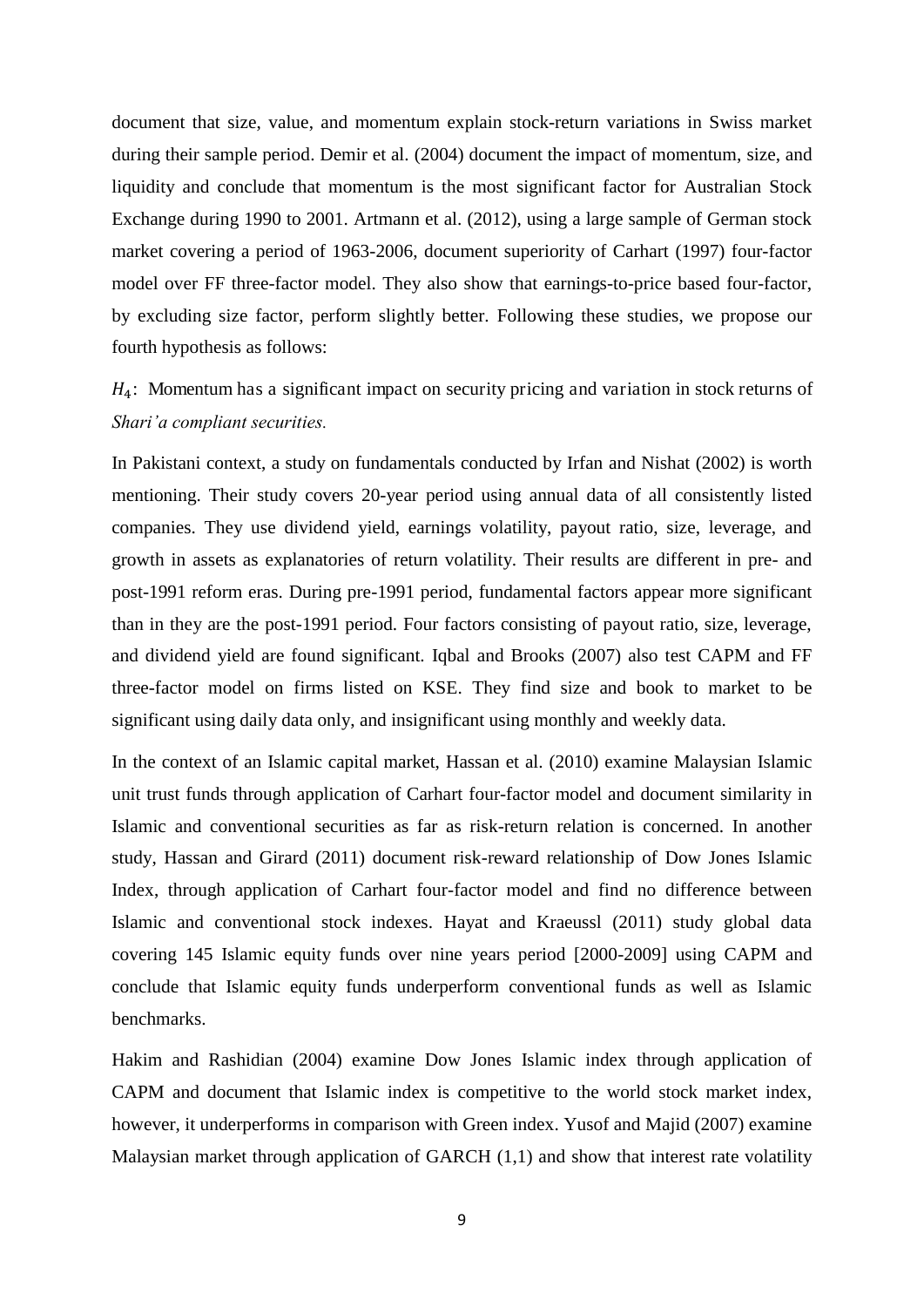document that size, value, and momentum explain stock-return variations in Swiss market during their sample period. Demir et al. (2004) document the impact of momentum, size, and liquidity and conclude that momentum is the most significant factor for Australian Stock Exchange during 1990 to 2001. Artmann et al. (2012), using a large sample of German stock market covering a period of 1963-2006, document superiority of Carhart (1997) four-factor model over FF three-factor model. They also show that earnings-to-price based four-factor, by excluding size factor, perform slightly better. Following these studies, we propose our fourth hypothesis as follows:

$H_4$: Momentum has a significant impact on security pricing and variation in stock returns of *Shari'a compliant securities.*

In Pakistani context, a study on fundamentals conducted by Irfan and Nishat (2002) is worth mentioning. Their study covers 20-year period using annual data of all consistently listed companies. They use dividend yield, earnings volatility, payout ratio, size, leverage, and growth in assets as explanatories of return volatility. Their results are different in pre- and post-1991 reform eras. During pre-1991 period, fundamental factors appear more significant than in they are the post-1991 period. Four factors consisting of payout ratio, size, leverage, and dividend yield are found significant. Iqbal and Brooks (2007) also test CAPM and FF three-factor model on firms listed on KSE. They find size and book to market to be significant using daily data only, and insignificant using monthly and weekly data.

In the context of an Islamic capital market, Hassan et al. (2010) examine Malaysian Islamic unit trust funds through application of Carhart four-factor model and document similarity in Islamic and conventional securities as far as risk-return relation is concerned. In another study, Hassan and Girard (2011) document risk-reward relationship of Dow Jones Islamic Index, through application of Carhart four-factor model and find no difference between Islamic and conventional stock indexes. Hayat and Kraeussl (2011) study global data covering 145 Islamic equity funds over nine years period [2000-2009] using CAPM and conclude that Islamic equity funds underperform conventional funds as well as Islamic benchmarks.

Hakim and Rashidian (2004) examine Dow Jones Islamic index through application of CAPM and document that Islamic index is competitive to the world stock market index, however, it underperforms in comparison with Green index. Yusof and Majid (2007) examine Malaysian market through application of GARCH (1,1) and show that interest rate volatility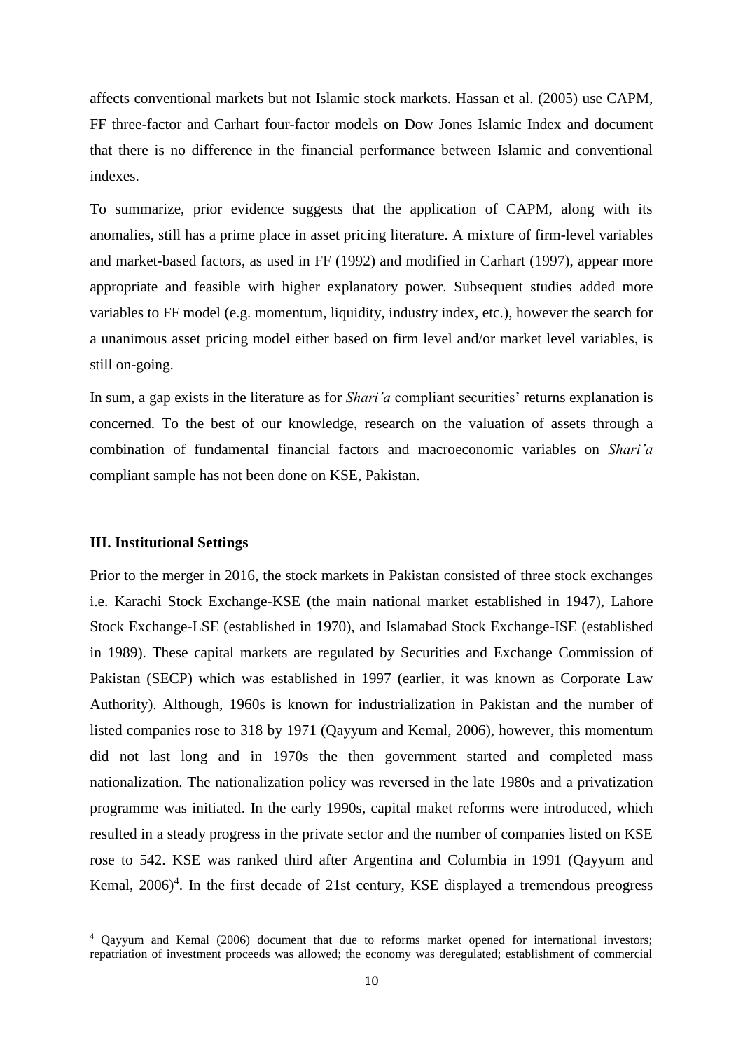affects conventional markets but not Islamic stock markets. Hassan et al. (2005) use CAPM, FF three-factor and Carhart four-factor models on Dow Jones Islamic Index and document that there is no difference in the financial performance between Islamic and conventional indexes.

To summarize, prior evidence suggests that the application of CAPM, along with its anomalies, still has a prime place in asset pricing literature. A mixture of firm-level variables and market-based factors, as used in FF (1992) and modified in Carhart (1997), appear more appropriate and feasible with higher explanatory power. Subsequent studies added more variables to FF model (e.g. momentum, liquidity, industry index, etc.), however the search for a unanimous asset pricing model either based on firm level and/or market level variables, is still on-going.

In sum, a gap exists in the literature as for *Shari'a* compliant securities' returns explanation is concerned. To the best of our knowledge, research on the valuation of assets through a combination of fundamental financial factors and macroeconomic variables on *Shari'a* compliant sample has not been done on KSE, Pakistan.

**III. Institutional Settings**

Prior to the merger in 2016, the stock markets in Pakistan consisted of three stock exchanges i.e. Karachi Stock Exchange-KSE (the main national market established in 1947), Lahore Stock Exchange-LSE (established in 1970), and Islamabad Stock Exchange-ISE (established in 1989). These capital markets are regulated by Securities and Exchange Commission of Pakistan (SECP) which was established in 1997 (earlier, it was known as Corporate Law Authority). Although, 1960s is known for industrialization in Pakistan and the number of listed companies rose to 318 by 1971 (Qayyum and Kemal, 2006), however, this momentum did not last long and in 1970s the then government started and completed mass nationalization. The nationalization policy was reversed in the late 1980s and a privatization programme was initiated. In the early 1990s, capital maket reforms were introduced, which resulted in a steady progress in the private sector and the number of companies listed on KSE rose to 542. KSE was ranked third after Argentina and Columbia in 1991 (Qayyum and Kemal, 2006)[4]. In the first decade of 21st century, KSE displayed a tremendous preogress

[4] Qayyum and Kemal (2006) document that due to reforms market opened for international investors; repatriation of investment proceeds was allowed; the economy was deregulated; establishment of commercial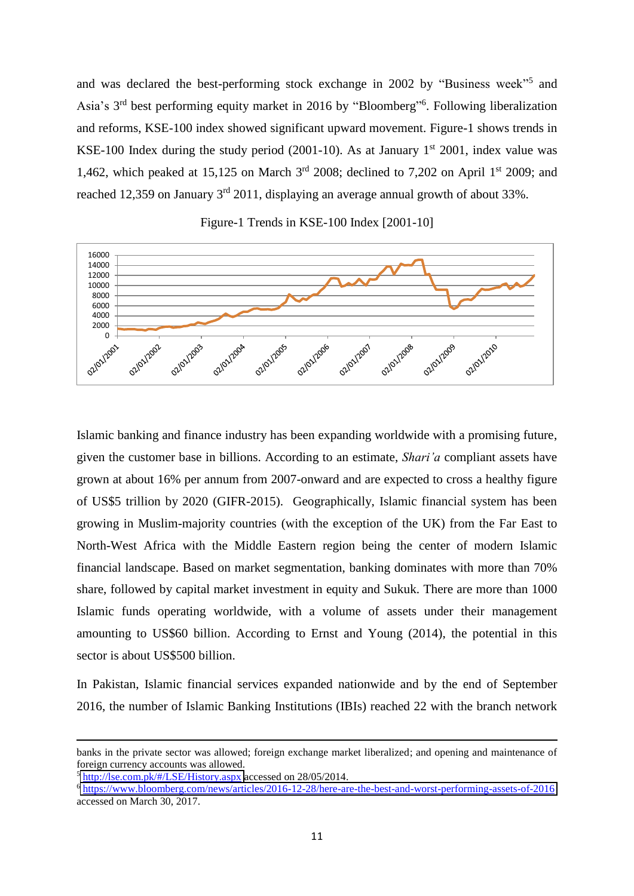and was declared the best-performing stock exchange in 2002 by "Business week"[5] and Asia's 3rd best performing equity market in 2016 by "Bloomberg"[6]. Following liberalization and reforms, KSE-100 index showed significant upward movement. Figure-1 shows trends in KSE-100 Index during the study period (2001-10). As at January 1st 2001, index value was 1,462, which peaked at 15,125 on March 3rd 2008; declined to 7,202 on April 1st 2009; and reached 12,359 on January 3rd 2011, displaying an average annual growth of about 33%.

Figure-1 Trends in KSE-100 Index [2001-10]

Islamic banking and finance industry has been expanding worldwide with a promising future, given the customer base in billions. According to an estimate, *Shari'a* compliant assets have grown at about 16% per annum from 2007-onward and are expected to cross a healthy figure of US$5 trillion by 2020 (GIFR-2015). Geographically, Islamic financial system has been growing in Muslim-majority countries (with the exception of the UK) from the Far East to North-West Africa with the Middle Eastern region being the center of modern Islamic financial landscape. Based on market segmentation, banking dominates with more than 70% share, followed by capital market investment in equity and Sukuk. There are more than 1000 Islamic funds operating worldwide, with a volume of assets under their management amounting to US$60 billion. According to Ernst and Young (2014), the potential in this sector is about US$500 billion.

In Pakistan, Islamic financial services expanded nationwide and by the end of September 2016, the number of Islamic Banking Institutions (IBIs) reached 22 with the branch network

---

banks in the private sector was allowed; foreign exchange market liberalized; and opening and maintenance of foreign currency accounts was allowed.

[5] http://lse.com.pk/#/LSE/History.aspx accessed on 28/05/2014.

[6] https://www.bloomberg.com/news/articles/2016-12-28/here-are-the-best-and-worst-performing-assets-of-2016 accessed on March 30, 2017.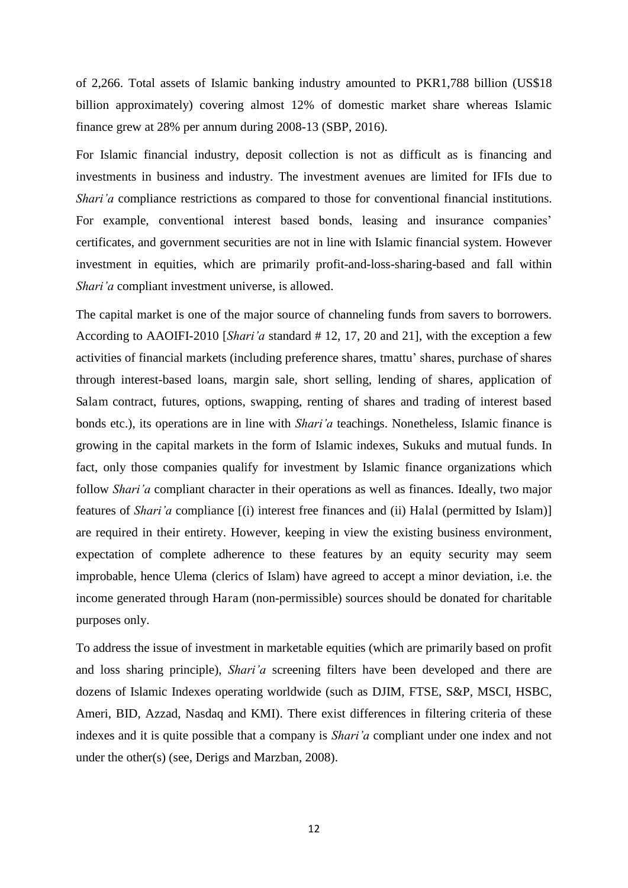of 2,266. Total assets of Islamic banking industry amounted to PKR1,788 billion (US$18 billion approximately) covering almost 12% of domestic market share whereas Islamic finance grew at 28% per annum during 2008-13 (SBP, 2016).

For Islamic financial industry, deposit collection is not as difficult as is financing and investments in business and industry. The investment avenues are limited for IFIs due to *Shari'a* compliance restrictions as compared to those for conventional financial institutions. For example, conventional interest based bonds, leasing and insurance companies' certificates, and government securities are not in line with Islamic financial system. However investment in equities, which are primarily profit-and-loss-sharing-based and fall within *Shari'a* compliant investment universe, is allowed.

The capital market is one of the major source of channeling funds from savers to borrowers. According to AAOIFI-2010 [*Shari'a* standard # 12, 17, 20 and 21], with the exception a few activities of financial markets (including preference shares, tmattu' shares, purchase of shares through interest-based loans, margin sale, short selling, lending of shares, application of Salam contract, futures, options, swapping, renting of shares and trading of interest based bonds etc.), its operations are in line with *Shari'a* teachings. Nonetheless, Islamic finance is growing in the capital markets in the form of Islamic indexes, Sukuks and mutual funds. In fact, only those companies qualify for investment by Islamic finance organizations which follow *Shari'a* compliant character in their operations as well as finances. Ideally, two major features of *Shari'a* compliance [(i) interest free finances and (ii) Halal (permitted by Islam)] are required in their entirety. However, keeping in view the existing business environment, expectation of complete adherence to these features by an equity security may seem improbable, hence Ulema (clerics of Islam) have agreed to accept a minor deviation, i.e. the income generated through Haram (non-permissible) sources should be donated for charitable purposes only.

To address the issue of investment in marketable equities (which are primarily based on profit and loss sharing principle), *Shari'a* screening filters have been developed and there are dozens of Islamic Indexes operating worldwide (such as DJIM, FTSE, S&P, MSCI, HSBC, Ameri, BID, Azzad, Nasdaq and KMI). There exist differences in filtering criteria of these indexes and it is quite possible that a company is *Shari'a* compliant under one index and not under the other(s) (see, Derigs and Marzban, 2008).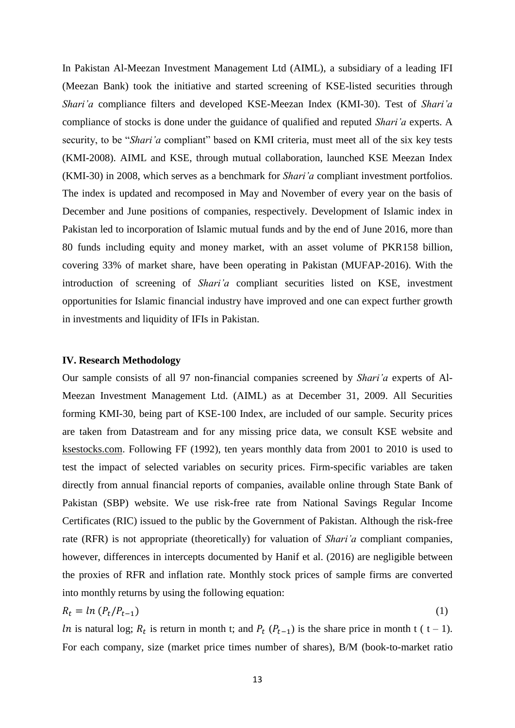In Pakistan Al-Meezan Investment Management Ltd (AIML), a subsidiary of a leading IFI (Meezan Bank) took the initiative and started screening of KSE-listed securities through *Shari'a* compliance filters and developed KSE-Meezan Index (KMI-30). Test of *Shari'a* compliance of stocks is done under the guidance of qualified and reputed *Shari'a* experts. A security, to be "*Shari'a* compliant" based on KMI criteria, must meet all of the six key tests (KMI-2008). AIML and KSE, through mutual collaboration, launched KSE Meezan Index (KMI-30) in 2008, which serves as a benchmark for *Shari'a* compliant investment portfolios. The index is updated and recomposed in May and November of every year on the basis of December and June positions of companies, respectively. Development of Islamic index in Pakistan led to incorporation of Islamic mutual funds and by the end of June 2016, more than 80 funds including equity and money market, with an asset volume of PKR158 billion, covering 33% of market share, have been operating in Pakistan (MUFAP-2016). With the introduction of screening of *Shari'a* compliant securities listed on KSE, investment opportunities for Islamic financial industry have improved and one can expect further growth in investments and liquidity of IFIs in Pakistan.

### IV. Research Methodology

Our sample consists of all 97 non-financial companies screened by *Shari'a* experts of Al-Meezan Investment Management Ltd. (AIML) as at December 31, 2009. All Securities forming KMI-30, being part of KSE-100 Index, are included of our sample. Security prices are taken from Datastream and for any missing price data, we consult KSE website and ksestocks.com. Following FF (1992), ten years monthly data from 2001 to 2010 is used to test the impact of selected variables on security prices. Firm-specific variables are taken directly from annual financial reports of companies, available online through State Bank of Pakistan (SBP) website. We use risk-free rate from National Savings Regular Income Certificates (RIC) issued to the public by the Government of Pakistan. Although the risk-free rate (RFR) is not appropriate (theoretically) for valuation of *Shari'a* compliant companies, however, differences in intercepts documented by Hanif et al. (2016) are negligible between the proxies of RFR and inflation rate. Monthly stock prices of sample firms are converted into monthly returns by using the following equation:

$$R_t = ln\,(P_t/P_{t-1}) \tag{1}$$

$ln$ is natural log; $R_t$ is return in month t; and $P_t$ ($P_{t-1}$) is the share price in month t ( t – 1). For each company, size (market price times number of shares), B/M (book-to-market ratio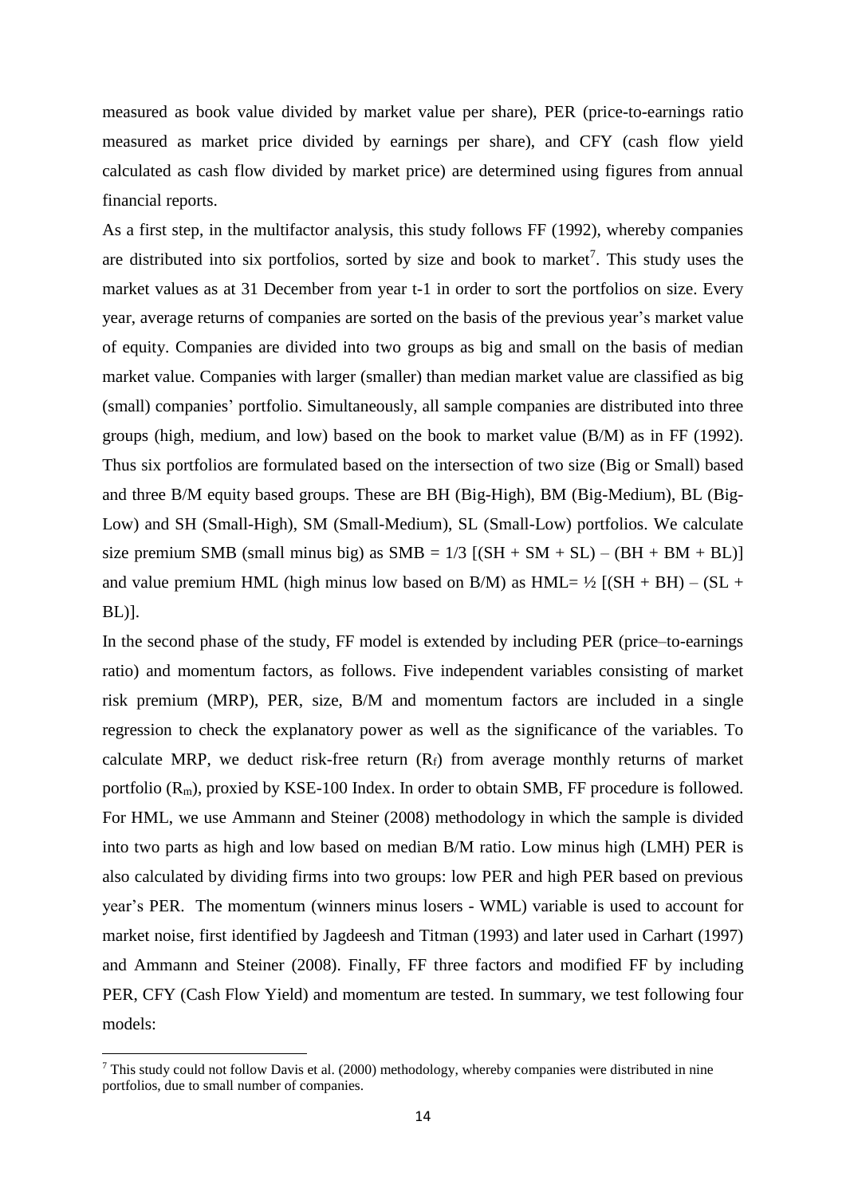measured as book value divided by market value per share), PER (price-to-earnings ratio measured as market price divided by earnings per share), and CFY (cash flow yield calculated as cash flow divided by market price) are determined using figures from annual financial reports.

As a first step, in the multifactor analysis, this study follows FF (1992), whereby companies are distributed into six portfolios, sorted by size and book to market[7]. This study uses the market values as at 31 December from year t-1 in order to sort the portfolios on size. Every year, average returns of companies are sorted on the basis of the previous year's market value of equity. Companies are divided into two groups as big and small on the basis of median market value. Companies with larger (smaller) than median market value are classified as big (small) companies' portfolio. Simultaneously, all sample companies are distributed into three groups (high, medium, and low) based on the book to market value (B/M) as in FF (1992). Thus six portfolios are formulated based on the intersection of two size (Big or Small) based and three B/M equity based groups. These are BH (Big-High), BM (Big-Medium), BL (Big-Low) and SH (Small-High), SM (Small-Medium), SL (Small-Low) portfolios. We calculate size premium SMB (small minus big) as $SMB = 1/3\ [(SH + SM + SL) - (BH + BM + BL)]$ and value premium HML (high minus low based on B/M) as $HML = ½\ [(SH + BH) - (SL + BL)]$.

In the second phase of the study, FF model is extended by including PER (price–to-earnings ratio) and momentum factors, as follows. Five independent variables consisting of market risk premium (MRP), PER, size, B/M and momentum factors are included in a single regression to check the explanatory power as well as the significance of the variables. To calculate MRP, we deduct risk-free return ($R_f$) from average monthly returns of market portfolio ($R_m$), proxied by KSE-100 Index. In order to obtain SMB, FF procedure is followed. For HML, we use Ammann and Steiner (2008) methodology in which the sample is divided into two parts as high and low based on median B/M ratio. Low minus high (LMH) PER is also calculated by dividing firms into two groups: low PER and high PER based on previous year's PER. The momentum (winners minus losers - WML) variable is used to account for market noise, first identified by Jagdeesh and Titman (1993) and later used in Carhart (1997) and Ammann and Steiner (2008). Finally, FF three factors and modified FF by including PER, CFY (Cash Flow Yield) and momentum are tested. In summary, we test following four models:

[7] This study could not follow Davis et al. (2000) methodology, whereby companies were distributed in nine portfolios, due to small number of companies.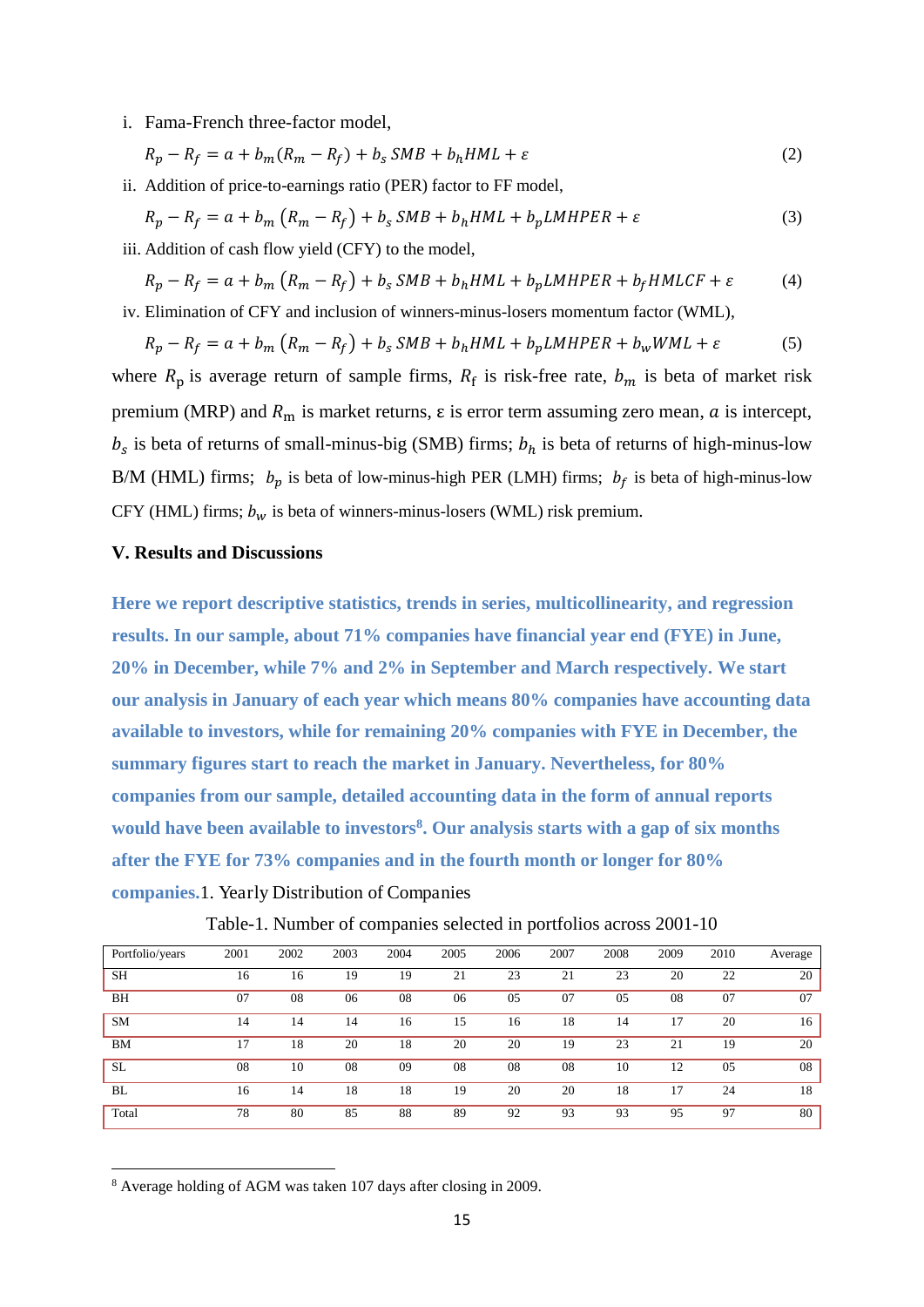i. Fama-French three-factor model,

$$R_p - R_f = a + b_m(R_m - R_f) + b_s\, SMB + b_h HML + \varepsilon \tag{2}$$

ii. Addition of price-to-earnings ratio (PER) factor to FF model,

$$R_p - R_f = a + b_m\,(R_m - R_f) + b_s\, SMB + b_h HML + b_p LMHPER + \varepsilon \tag{3}$$

iii. Addition of cash flow yield (CFY) to the model,

$$R_p - R_f = a + b_m\,(R_m - R_f) + b_s\, SMB + b_h HML + b_p LMHPER + b_f HMLCF + \varepsilon \tag{4}$$

iv. Elimination of CFY and inclusion of winners-minus-losers momentum factor (WML),

$$R_p - R_f = a + b_m\,(R_m - R_f) + b_s\, SMB + b_h HML + b_p LMHPER + b_w WML + \varepsilon \tag{5}$$

where $R_\mathrm{p}$ is average return of sample firms, $R_\mathrm{f}$ is risk-free rate, $b_m$ is beta of market risk premium (MRP) and $R_\mathrm{m}$ is market returns, ε is error term assuming zero mean, $a$ is intercept, $b_s$ is beta of returns of small-minus-big (SMB) firms; $b_h$ is beta of returns of high-minus-low B/M (HML) firms; $b_p$ is beta of low-minus-high PER (LMH) firms; $b_f$ is beta of high-minus-low CFY (HML) firms; $b_w$ is beta of winners-minus-losers (WML) risk premium.

## V. Results and Discussions

**Here we report descriptive statistics, trends in series, multicollinearity, and regression results. In our sample, about 71% companies have financial year end (FYE) in June, 20% in December, while 7% and 2% in September and March respectively. We start our analysis in January of each year which means 80% companies have accounting data available to investors, while for remaining 20% companies with FYE in December, the summary figures start to reach the market in January. Nevertheless, for 80% companies from our sample, detailed accounting data in the form of annual reports would have been available to investors[8]. Our analysis starts with a gap of six months after the FYE for 73% companies and in the fourth month or longer for 80% companies.**

1. Yearly Distribution of Companies

Table-1. Number of companies selected in portfolios across 2001-10

| Portfolio/years | 2001 | 2002 | 2003 | 2004 | 2005 | 2006 | 2007 | 2008 | 2009 | 2010 | Average |
|---|---|---|---|---|---|---|---|---|---|---|---|
| SH | 16 | 16 | 19 | 19 | 21 | 23 | 21 | 23 | 20 | 22 | 20 |
| BH | 07 | 08 | 06 | 08 | 06 | 05 | 07 | 05 | 08 | 07 | 07 |
| SM | 14 | 14 | 14 | 16 | 15 | 16 | 18 | 14 | 17 | 20 | 16 |
| BM | 17 | 18 | 20 | 18 | 20 | 20 | 19 | 23 | 21 | 19 | 20 |
| SL | 08 | 10 | 08 | 09 | 08 | 08 | 08 | 10 | 12 | 05 | 08 |
| BL | 16 | 14 | 18 | 18 | 19 | 20 | 20 | 18 | 17 | 24 | 18 |
| Total | 78 | 80 | 85 | 88 | 89 | 92 | 93 | 93 | 95 | 97 | 80 |

[8] Average holding of AGM was taken 107 days after closing in 2009.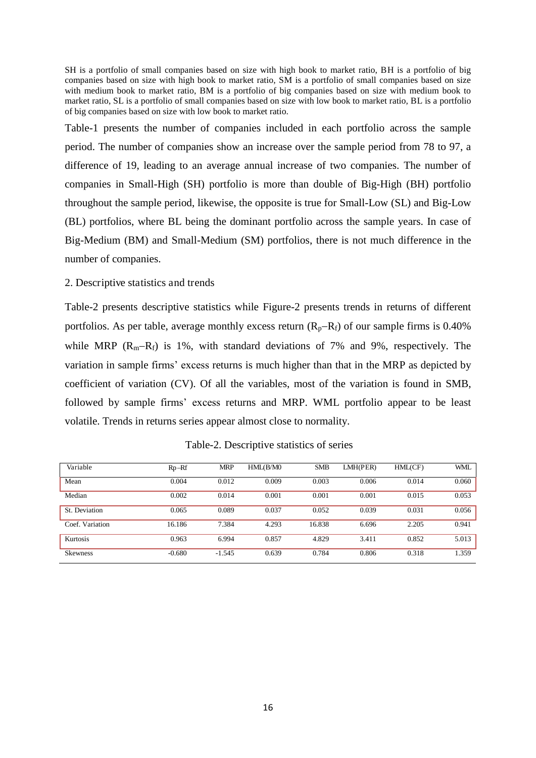SH is a portfolio of small companies based on size with high book to market ratio, BH is a portfolio of big companies based on size with high book to market ratio, SM is a portfolio of small companies based on size with medium book to market ratio, BM is a portfolio of big companies based on size with medium book to market ratio, SL is a portfolio of small companies based on size with low book to market ratio, BL is a portfolio of big companies based on size with low book to market ratio.

Table-1 presents the number of companies included in each portfolio across the sample period. The number of companies show an increase over the sample period from 78 to 97, a difference of 19, leading to an average annual increase of two companies. The number of companies in Small-High (SH) portfolio is more than double of Big-High (BH) portfolio throughout the sample period, likewise, the opposite is true for Small-Low (SL) and Big-Low (BL) portfolios, where BL being the dominant portfolio across the sample years. In case of Big-Medium (BM) and Small-Medium (SM) portfolios, there is not much difference in the number of companies.

2. Descriptive statistics and trends

Table-2 presents descriptive statistics while Figure-2 presents trends in returns of different portfolios. As per table, average monthly excess return ($R_p$–$R_f$) of our sample firms is 0.40% while MRP ($R_m$–$R_f$) is 1%, with standard deviations of 7% and 9%, respectively. The variation in sample firms' excess returns is much higher than that in the MRP as depicted by coefficient of variation (CV). Of all the variables, most of the variation is found in SMB, followed by sample firms' excess returns and MRP. WML portfolio appear to be least volatile. Trends in returns series appear almost close to normality.

Table-2. Descriptive statistics of series

| Variable | Rp–Rf | MRP | HML(B/M0 | SMB | LMH(PER) | HML(CF) | WML |
|---|---|---|---|---|---|---|---|
| Mean | 0.004 | 0.012 | 0.009 | 0.003 | 0.006 | 0.014 | 0.060 |
| Median | 0.002 | 0.014 | 0.001 | 0.001 | 0.001 | 0.015 | 0.053 |
| St. Deviation | 0.065 | 0.089 | 0.037 | 0.052 | 0.039 | 0.031 | 0.056 |
| Coef. Variation | 16.186 | 7.384 | 4.293 | 16.838 | 6.696 | 2.205 | 0.941 |
| Kurtosis | 0.963 | 6.994 | 0.857 | 4.829 | 3.411 | 0.852 | 5.013 |
| Skewness | -0.680 | -1.545 | 0.639 | 0.784 | 0.806 | 0.318 | 1.359 |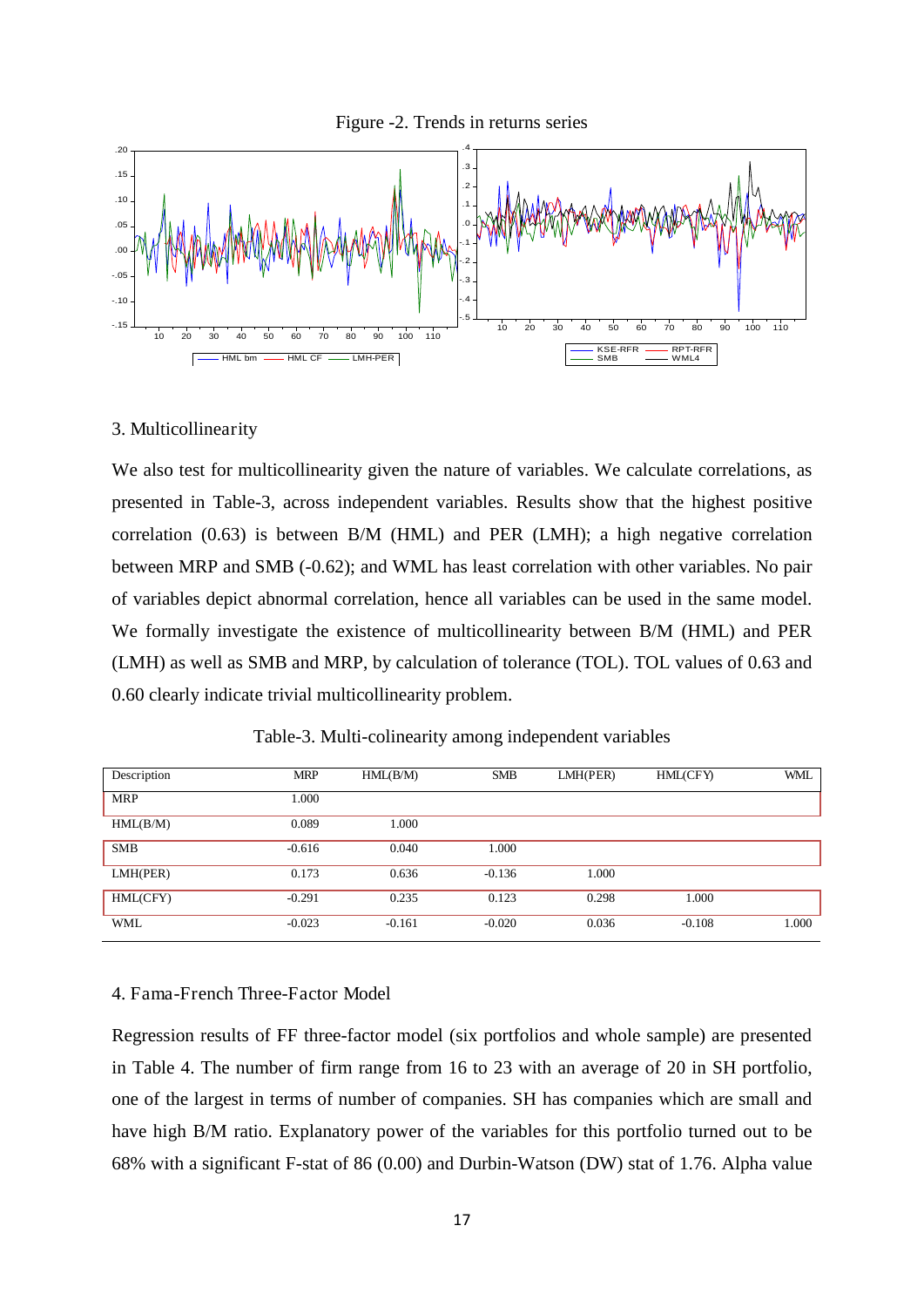Figure -2. Trends in returns series

3. Multicollinearity

We also test for multicollinearity given the nature of variables. We calculate correlations, as presented in Table-3, across independent variables. Results show that the highest positive correlation (0.63) is between B/M (HML) and PER (LMH); a high negative correlation between MRP and SMB (-0.62); and WML has least correlation with other variables. No pair of variables depict abnormal correlation, hence all variables can be used in the same model. We formally investigate the existence of multicollinearity between B/M (HML) and PER (LMH) as well as SMB and MRP, by calculation of tolerance (TOL). TOL values of 0.63 and 0.60 clearly indicate trivial multicollinearity problem.

Table-3. Multi-colinearity among independent variables

| Description | MRP | HML(B/M) | SMB | LMH(PER) | HML(CFY) | WML |
|---|---|---|---|---|---|---|
| MRP | 1.000 | | | | | |
| HML(B/M) | 0.089 | 1.000 | | | | |
| SMB | -0.616 | 0.040 | 1.000 | | | |
| LMH(PER) | 0.173 | 0.636 | -0.136 | 1.000 | | |
| HML(CFY) | -0.291 | 0.235 | 0.123 | 0.298 | 1.000 | |
| WML | -0.023 | -0.161 | -0.020 | 0.036 | -0.108 | 1.000 |

4. Fama-French Three-Factor Model

Regression results of FF three-factor model (six portfolios and whole sample) are presented in Table 4. The number of firm range from 16 to 23 with an average of 20 in SH portfolio, one of the largest in terms of number of companies. SH has companies which are small and have high B/M ratio. Explanatory power of the variables for this portfolio turned out to be 68% with a significant F-stat of 86 (0.00) and Durbin-Watson (DW) stat of 1.76. Alpha value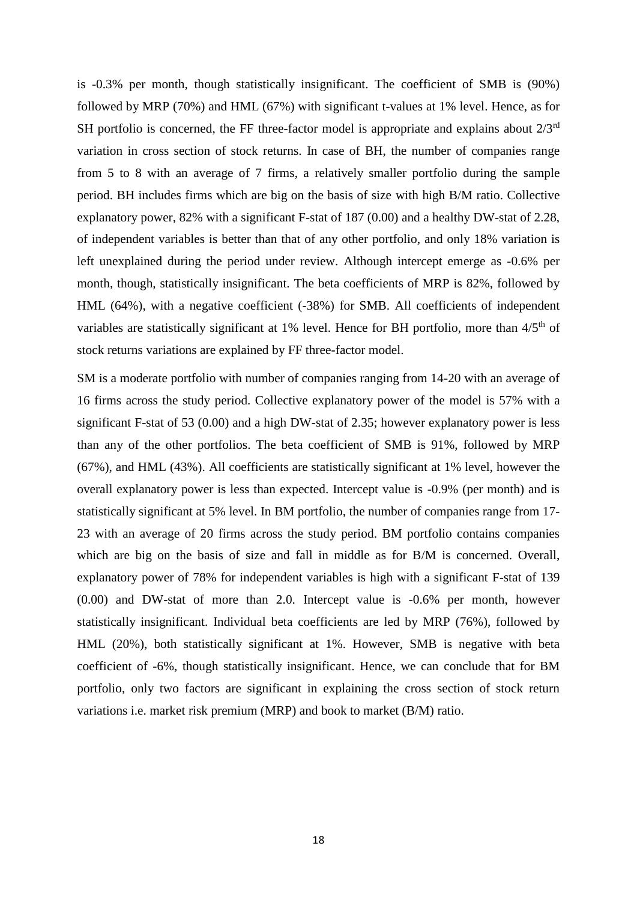is -0.3% per month, though statistically insignificant. The coefficient of SMB is (90%) followed by MRP (70%) and HML (67%) with significant t-values at 1% level. Hence, as for SH portfolio is concerned, the FF three-factor model is appropriate and explains about $2/3^{rd}$ variation in cross section of stock returns. In case of BH, the number of companies range from 5 to 8 with an average of 7 firms, a relatively smaller portfolio during the sample period. BH includes firms which are big on the basis of size with high B/M ratio. Collective explanatory power, 82% with a significant F-stat of 187 (0.00) and a healthy DW-stat of 2.28, of independent variables is better than that of any other portfolio, and only 18% variation is left unexplained during the period under review. Although intercept emerge as -0.6% per month, though, statistically insignificant. The beta coefficients of MRP is 82%, followed by HML (64%), with a negative coefficient (-38%) for SMB. All coefficients of independent variables are statistically significant at 1% level. Hence for BH portfolio, more than $4/5^{th}$ of stock returns variations are explained by FF three-factor model.

SM is a moderate portfolio with number of companies ranging from 14-20 with an average of 16 firms across the study period. Collective explanatory power of the model is 57% with a significant F-stat of 53 (0.00) and a high DW-stat of 2.35; however explanatory power is less than any of the other portfolios. The beta coefficient of SMB is 91%, followed by MRP (67%), and HML (43%). All coefficients are statistically significant at 1% level, however the overall explanatory power is less than expected. Intercept value is -0.9% (per month) and is statistically significant at 5% level. In BM portfolio, the number of companies range from 17-23 with an average of 20 firms across the study period. BM portfolio contains companies which are big on the basis of size and fall in middle as for B/M is concerned. Overall, explanatory power of 78% for independent variables is high with a significant F-stat of 139 (0.00) and DW-stat of more than 2.0. Intercept value is -0.6% per month, however statistically insignificant. Individual beta coefficients are led by MRP (76%), followed by HML (20%), both statistically significant at 1%. However, SMB is negative with beta coefficient of -6%, though statistically insignificant. Hence, we can conclude that for BM portfolio, only two factors are significant in explaining the cross section of stock return variations i.e. market risk premium (MRP) and book to market (B/M) ratio.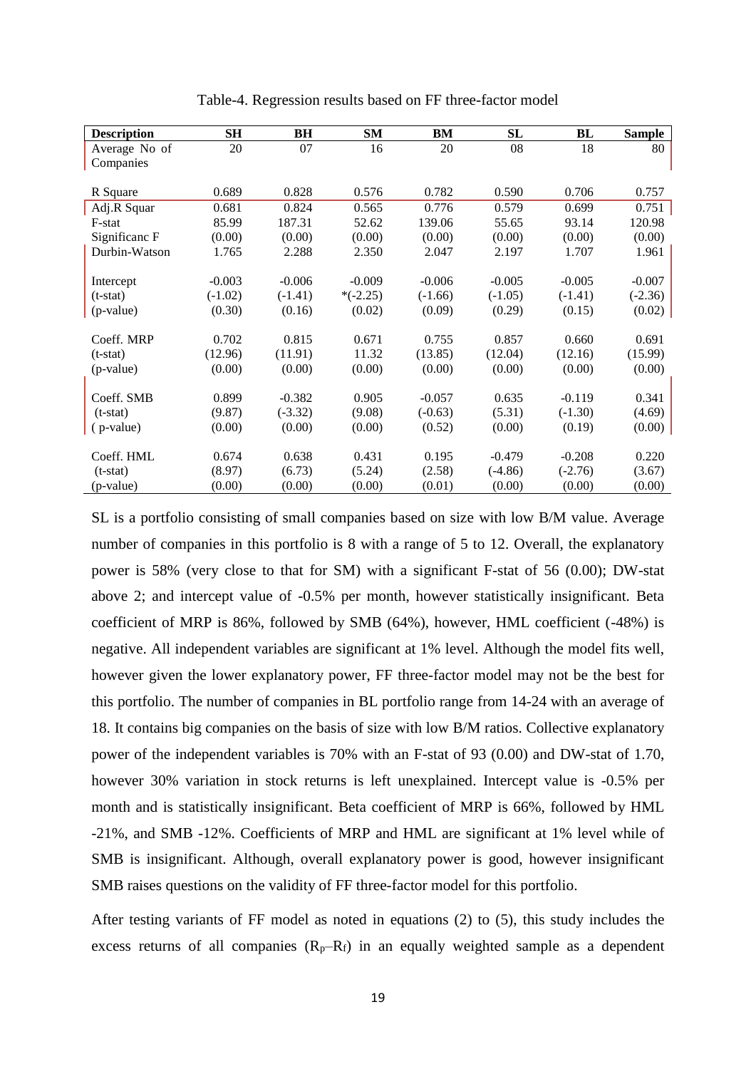Table-4. Regression results based on FF three-factor model

| Description | SH | BH | SM | BM | SL | BL | Sample |
|---|---|---|---|---|---|---|---|
| Average No of Companies | 20 | 07 | 16 | 20 | 08 | 18 | 80 |
| R Square | 0.689 | 0.828 | 0.576 | 0.782 | 0.590 | 0.706 | 0.757 |
| Adj.R Squar | 0.681 | 0.824 | 0.565 | 0.776 | 0.579 | 0.699 | 0.751 |
| F-stat | 85.99 | 187.31 | 52.62 | 139.06 | 55.65 | 93.14 | 120.98 |
| Significanc F | (0.00) | (0.00) | (0.00) | (0.00) | (0.00) | (0.00) | (0.00) |
| Durbin-Watson | 1.765 | 2.288 | 2.350 | 2.047 | 2.197 | 1.707 | 1.961 |
| Intercept | -0.003 | -0.006 | -0.009 | -0.006 | -0.005 | -0.005 | -0.007 |
| (t-stat) | (-1.02) | (-1.41) | *(-2.25) | (-1.66) | (-1.05) | (-1.41) | (-2.36) |
| (p-value) | (0.30) | (0.16) | (0.02) | (0.09) | (0.29) | (0.15) | (0.02) |
| Coeff. MRP | 0.702 | 0.815 | 0.671 | 0.755 | 0.857 | 0.660 | 0.691 |
| (t-stat) | (12.96) | (11.91) | 11.32 | (13.85) | (12.04) | (12.16) | (15.99) |
| (p-value) | (0.00) | (0.00) | (0.00) | (0.00) | (0.00) | (0.00) | (0.00) |
| Coeff. SMB | 0.899 | -0.382 | 0.905 | -0.057 | 0.635 | -0.119 | 0.341 |
| (t-stat) | (9.87) | (-3.32) | (9.08) | (-0.63) | (5.31) | (-1.30) | (4.69) |
| ( p-value) | (0.00) | (0.00) | (0.00) | (0.52) | (0.00) | (0.19) | (0.00) |
| Coeff. HML | 0.674 | 0.638 | 0.431 | 0.195 | -0.479 | -0.208 | 0.220 |
| (t-stat) | (8.97) | (6.73) | (5.24) | (2.58) | (-4.86) | (-2.76) | (3.67) |
| (p-value) | (0.00) | (0.00) | (0.00) | (0.01) | (0.00) | (0.00) | (0.00) |

SL is a portfolio consisting of small companies based on size with low B/M value. Average number of companies in this portfolio is 8 with a range of 5 to 12. Overall, the explanatory power is 58% (very close to that for SM) with a significant F-stat of 56 (0.00); DW-stat above 2; and intercept value of -0.5% per month, however statistically insignificant. Beta coefficient of MRP is 86%, followed by SMB (64%), however, HML coefficient (-48%) is negative. All independent variables are significant at 1% level. Although the model fits well, however given the lower explanatory power, FF three-factor model may not be the best for this portfolio. The number of companies in BL portfolio range from 14-24 with an average of 18. It contains big companies on the basis of size with low B/M ratios. Collective explanatory power of the independent variables is 70% with an F-stat of 93 (0.00) and DW-stat of 1.70, however 30% variation in stock returns is left unexplained. Intercept value is -0.5% per month and is statistically insignificant. Beta coefficient of MRP is 66%, followed by HML -21%, and SMB -12%. Coefficients of MRP and HML are significant at 1% level while of SMB is insignificant. Although, overall explanatory power is good, however insignificant SMB raises questions on the validity of FF three-factor model for this portfolio.

After testing variants of FF model as noted in equations (2) to (5), this study includes the excess returns of all companies ($R_p$–$R_f$) in an equally weighted sample as a dependent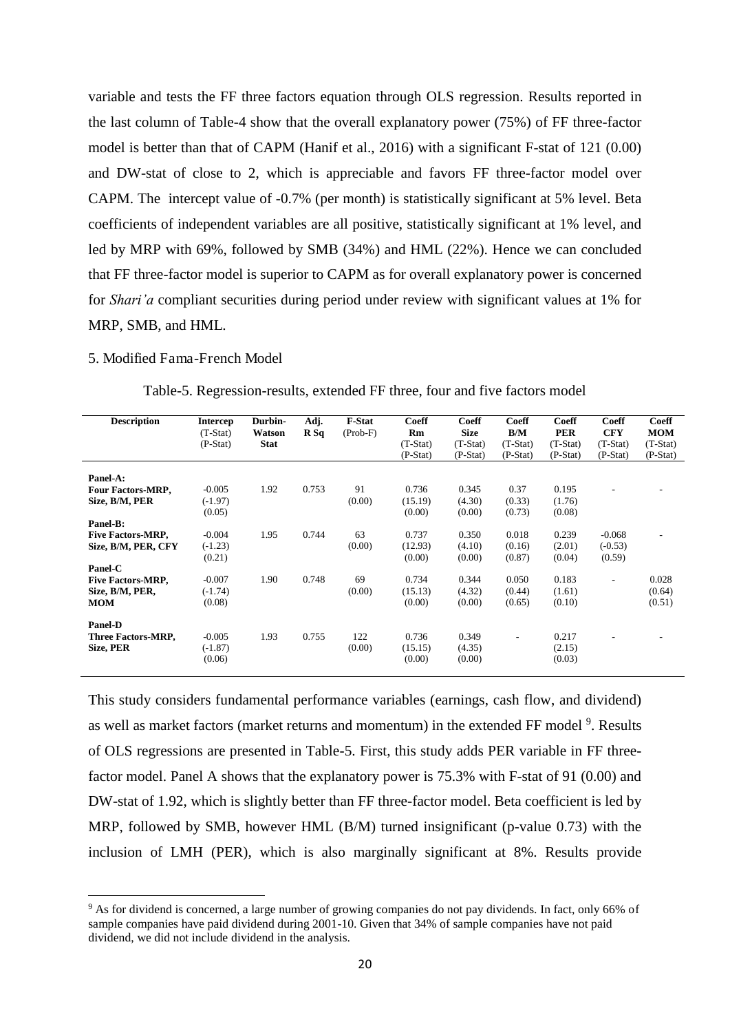variable and tests the FF three factors equation through OLS regression. Results reported in the last column of Table-4 show that the overall explanatory power (75%) of FF three-factor model is better than that of CAPM (Hanif et al., 2016) with a significant F-stat of 121 (0.00) and DW-stat of close to 2, which is appreciable and favors FF three-factor model over CAPM. The intercept value of -0.7% (per month) is statistically significant at 5% level. Beta coefficients of independent variables are all positive, statistically significant at 1% level, and led by MRP with 69%, followed by SMB (34%) and HML (22%). Hence we can concluded that FF three-factor model is superior to CAPM as for overall explanatory power is concerned for *Shari'a* compliant securities during period under review with significant values at 1% for MRP, SMB, and HML.

## 5. Modified Fama-French Model

Table-5. Regression-results, extended FF three, four and five factors model

| Description | Intercep (T-Stat) (P-Stat) | Durbin-Watson Stat | Adj. R Sq | F-Stat (Prob-F) | Coeff Rm (T-Stat) (P-Stat) | Coeff Size (T-Stat) (P-Stat) | Coeff B/M (T-Stat) (P-Stat) | Coeff PER (T-Stat) (P-Stat) | Coeff CFY (T-Stat) (P-Stat) | Coeff MOM (T-Stat) (P-Stat) |
|---|---|---|---|---|---|---|---|---|---|---|
| **Panel-A:** | | | | | | | | | | |
| **Four Factors-MRP, Size, B/M, PER** | -0.005 (-1.97) (0.05) | 1.92 | 0.753 | 91 (0.00) | 0.736 (15.19) (0.00) | 0.345 (4.30) (0.00) | 0.37 (0.33) (0.73) | 0.195 (1.76) (0.08) | - | - |
| **Panel-B:** | | | | | | | | | | |
| **Five Factors-MRP, Size, B/M, PER, CFY** | -0.004 (-1.23) (0.21) | 1.95 | 0.744 | 63 (0.00) | 0.737 (12.93) (0.00) | 0.350 (4.10) (0.00) | 0.018 (0.16) (0.87) | 0.239 (2.01) (0.04) | -0.068 (-0.53) (0.59) | - |
| **Panel-C** | | | | | | | | | | |
| **Five Factors-MRP, Size, B/M, PER, MOM** | -0.007 (-1.74) (0.08) | 1.90 | 0.748 | 69 (0.00) | 0.734 (15.13) (0.00) | 0.344 (4.32) (0.00) | 0.050 (0.44) (0.65) | 0.183 (1.61) (0.10) | - | 0.028 (0.64) (0.51) |
| **Panel-D** | | | | | | | | | | |
| **Three Factors-MRP, Size, PER** | -0.005 (-1.87) (0.06) | 1.93 | 0.755 | 122 (0.00) | 0.736 (15.15) (0.00) | 0.349 (4.35) (0.00) | - | 0.217 (2.15) (0.03) | - | - |

This study considers fundamental performance variables (earnings, cash flow, and dividend) as well as market factors (market returns and momentum) in the extended FF model [9]. Results of OLS regressions are presented in Table-5. First, this study adds PER variable in FF three-factor model. Panel A shows that the explanatory power is 75.3% with F-stat of 91 (0.00) and DW-stat of 1.92, which is slightly better than FF three-factor model. Beta coefficient is led by MRP, followed by SMB, however HML (B/M) turned insignificant (p-value 0.73) with the inclusion of LMH (PER), which is also marginally significant at 8%. Results provide

[9] As for dividend is concerned, a large number of growing companies do not pay dividends. In fact, only 66% of sample companies have paid dividend during 2001-10. Given that 34% of sample companies have not paid dividend, we did not include dividend in the analysis.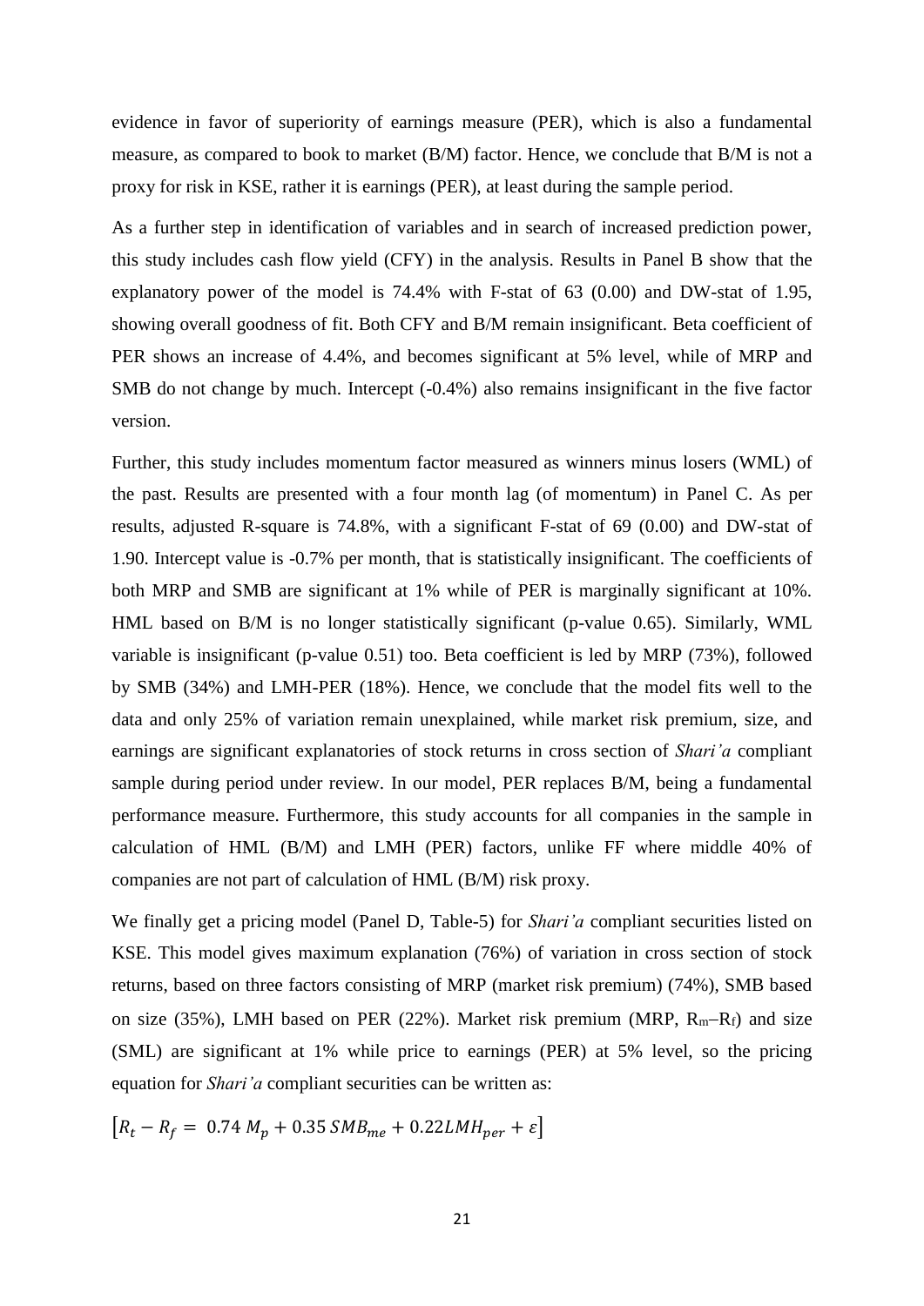evidence in favor of superiority of earnings measure (PER), which is also a fundamental measure, as compared to book to market (B/M) factor. Hence, we conclude that B/M is not a proxy for risk in KSE, rather it is earnings (PER), at least during the sample period.

As a further step in identification of variables and in search of increased prediction power, this study includes cash flow yield (CFY) in the analysis. Results in Panel B show that the explanatory power of the model is 74.4% with F-stat of 63 (0.00) and DW-stat of 1.95, showing overall goodness of fit. Both CFY and B/M remain insignificant. Beta coefficient of PER shows an increase of 4.4%, and becomes significant at 5% level, while of MRP and SMB do not change by much. Intercept (-0.4%) also remains insignificant in the five factor version.

Further, this study includes momentum factor measured as winners minus losers (WML) of the past. Results are presented with a four month lag (of momentum) in Panel C. As per results, adjusted R-square is 74.8%, with a significant F-stat of 69 (0.00) and DW-stat of 1.90. Intercept value is -0.7% per month, that is statistically insignificant. The coefficients of both MRP and SMB are significant at 1% while of PER is marginally significant at 10%. HML based on B/M is no longer statistically significant (p-value 0.65). Similarly, WML variable is insignificant (p-value 0.51) too. Beta coefficient is led by MRP (73%), followed by SMB (34%) and LMH-PER (18%). Hence, we conclude that the model fits well to the data and only 25% of variation remain unexplained, while market risk premium, size, and earnings are significant explanatories of stock returns in cross section of *Shari'a* compliant sample during period under review. In our model, PER replaces B/M, being a fundamental performance measure. Furthermore, this study accounts for all companies in the sample in calculation of HML (B/M) and LMH (PER) factors, unlike FF where middle 40% of companies are not part of calculation of HML (B/M) risk proxy.

We finally get a pricing model (Panel D, Table-5) for *Shari'a* compliant securities listed on KSE. This model gives maximum explanation (76%) of variation in cross section of stock returns, based on three factors consisting of MRP (market risk premium) (74%), SMB based on size (35%), LMH based on PER (22%). Market risk premium (MRP, $R_m–R_f$) and size (SML) are significant at 1% while price to earnings (PER) at 5% level, so the pricing equation for *Shari'a* compliant securities can be written as:

$$\left[R_t - R_f = 0.74\, M_p + 0.35\, SMB_{me} + 0.22 LMH_{per} + \varepsilon\right]$$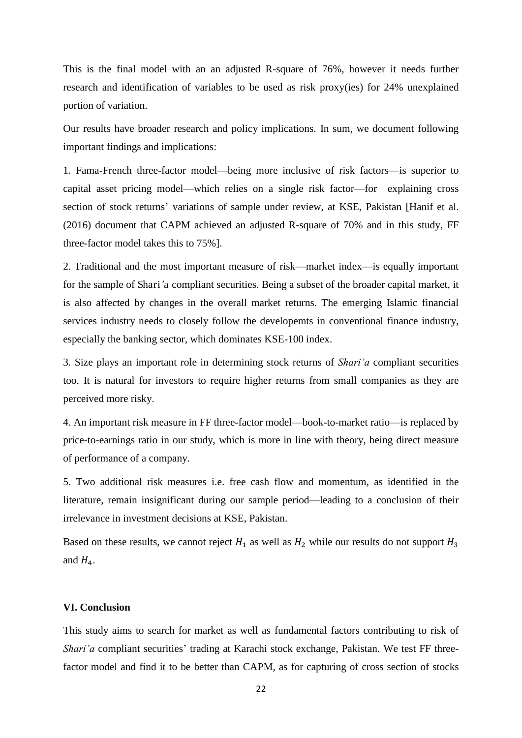This is the final model with an an adjusted R-square of 76%, however it needs further research and identification of variables to be used as risk proxy(ies) for 24% unexplained portion of variation.

Our results have broader research and policy implications. In sum, we document following important findings and implications:

1. Fama-French three-factor model—being more inclusive of risk factors—is superior to capital asset pricing model—which relies on a single risk factor—for explaining cross section of stock returns' variations of sample under review, at KSE, Pakistan [Hanif et al. (2016) document that CAPM achieved an adjusted R-square of 70% and in this study, FF three-factor model takes this to 75%].

2. Traditional and the most important measure of risk—market index—is equally important for the sample of Shari'a compliant securities. Being a subset of the broader capital market, it is also affected by changes in the overall market returns. The emerging Islamic financial services industry needs to closely follow the developemts in conventional finance industry, especially the banking sector, which dominates KSE-100 index.

3. Size plays an important role in determining stock returns of *Shari'a* compliant securities too. It is natural for investors to require higher returns from small companies as they are perceived more risky.

4. An important risk measure in FF three-factor model—book-to-market ratio—is replaced by price-to-earnings ratio in our study, which is more in line with theory, being direct measure of performance of a company.

5. Two additional risk measures i.e. free cash flow and momentum, as identified in the literature, remain insignificant during our sample period—leading to a conclusion of their irrelevance in investment decisions at KSE, Pakistan.

Based on these results, we cannot reject $H_1$ as well as $H_2$ while our results do not support $H_3$ and $H_4$.

## VI. Conclusion

This study aims to search for market as well as fundamental factors contributing to risk of *Shari'a* compliant securities' trading at Karachi stock exchange, Pakistan. We test FF three-factor model and find it to be better than CAPM, as for capturing of cross section of stocks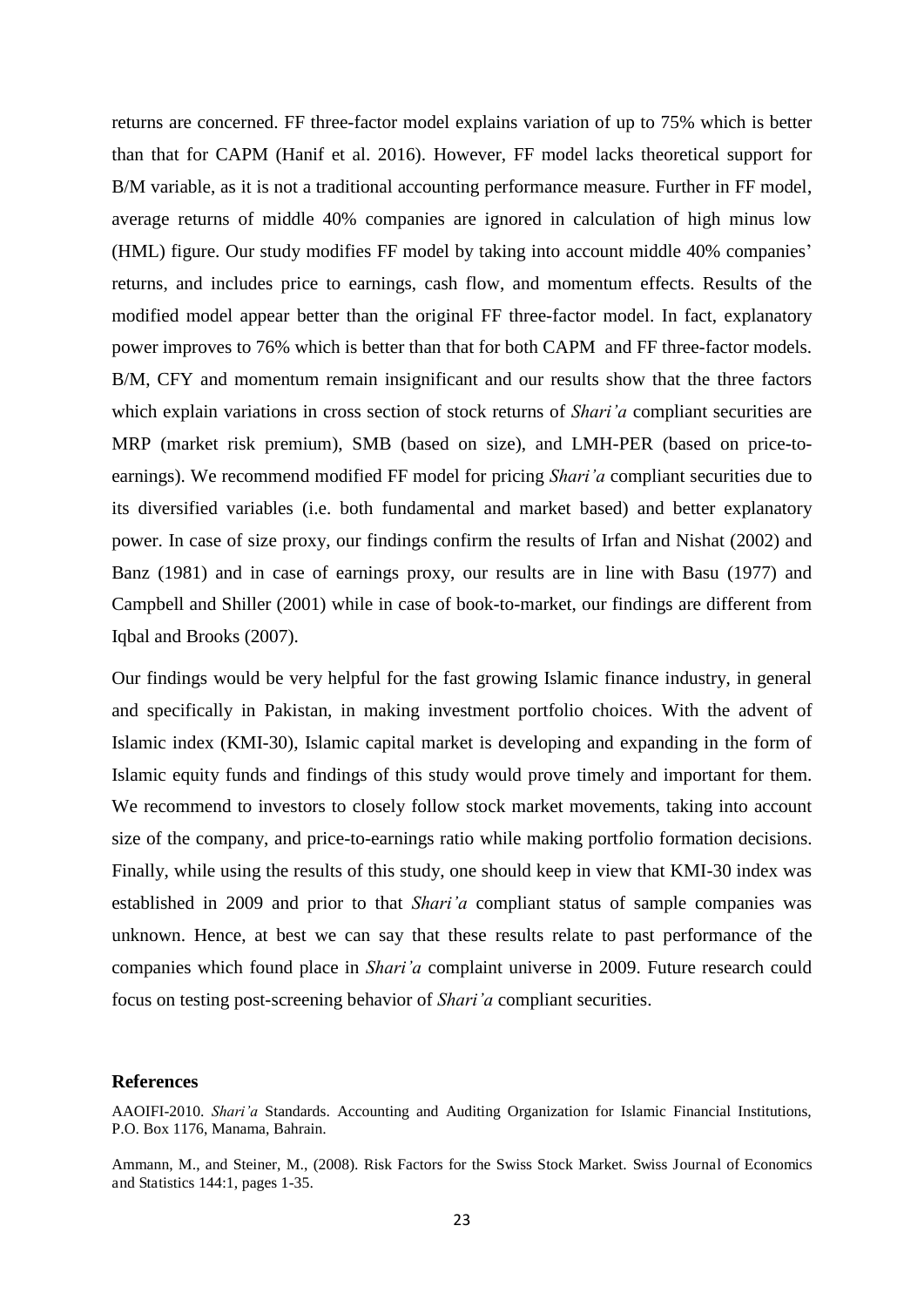returns are concerned. FF three-factor model explains variation of up to 75% which is better than that for CAPM (Hanif et al. 2016). However, FF model lacks theoretical support for B/M variable, as it is not a traditional accounting performance measure. Further in FF model, average returns of middle 40% companies are ignored in calculation of high minus low (HML) figure. Our study modifies FF model by taking into account middle 40% companies' returns, and includes price to earnings, cash flow, and momentum effects. Results of the modified model appear better than the original FF three-factor model. In fact, explanatory power improves to 76% which is better than that for both CAPM and FF three-factor models. B/M, CFY and momentum remain insignificant and our results show that the three factors which explain variations in cross section of stock returns of *Shari'a* compliant securities are MRP (market risk premium), SMB (based on size), and LMH-PER (based on price-to-earnings). We recommend modified FF model for pricing *Shari'a* compliant securities due to its diversified variables (i.e. both fundamental and market based) and better explanatory power. In case of size proxy, our findings confirm the results of Irfan and Nishat (2002) and Banz (1981) and in case of earnings proxy, our results are in line with Basu (1977) and Campbell and Shiller (2001) while in case of book-to-market, our findings are different from Iqbal and Brooks (2007).

Our findings would be very helpful for the fast growing Islamic finance industry, in general and specifically in Pakistan, in making investment portfolio choices. With the advent of Islamic index (KMI-30), Islamic capital market is developing and expanding in the form of Islamic equity funds and findings of this study would prove timely and important for them. We recommend to investors to closely follow stock market movements, taking into account size of the company, and price-to-earnings ratio while making portfolio formation decisions. Finally, while using the results of this study, one should keep in view that KMI-30 index was established in 2009 and prior to that *Shari'a* compliant status of sample companies was unknown. Hence, at best we can say that these results relate to past performance of the companies which found place in *Shari'a* complaint universe in 2009. Future research could focus on testing post-screening behavior of *Shari'a* compliant securities.

## References

AAOIFI-2010. *Shari'a* Standards. Accounting and Auditing Organization for Islamic Financial Institutions, P.O. Box 1176, Manama, Bahrain.

Ammann, M., and Steiner, M., (2008). Risk Factors for the Swiss Stock Market. Swiss Journal of Economics and Statistics 144:1, pages 1-35.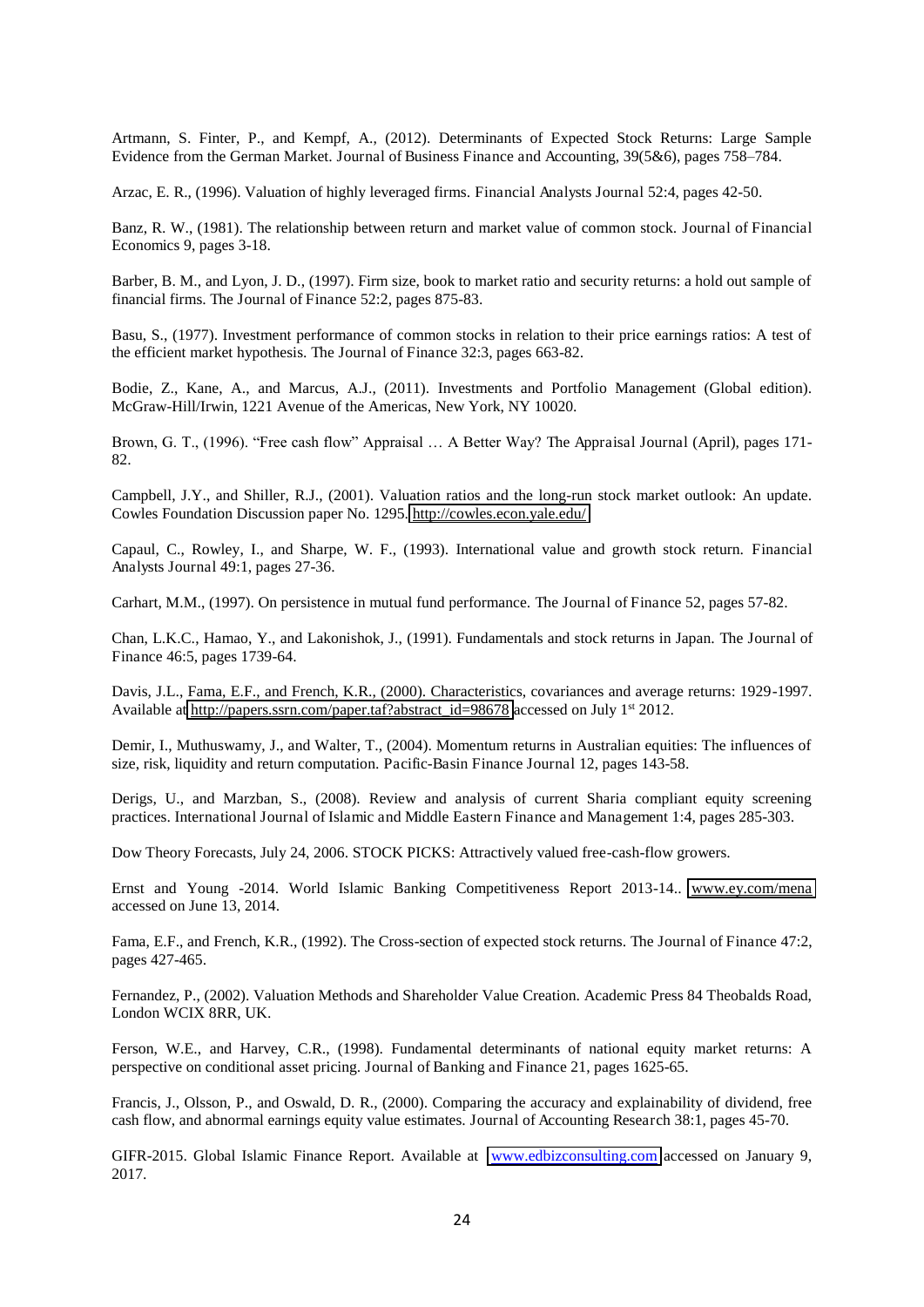Artmann, S. Finter, P., and Kempf, A., (2012). Determinants of Expected Stock Returns: Large Sample Evidence from the German Market. Journal of Business Finance and Accounting, 39(5&6), pages 758–784.

Arzac, E. R., (1996). Valuation of highly leveraged firms. Financial Analysts Journal 52:4, pages 42-50.

Banz, R. W., (1981). The relationship between return and market value of common stock. Journal of Financial Economics 9, pages 3-18.

Barber, B. M., and Lyon, J. D., (1997). Firm size, book to market ratio and security returns: a hold out sample of financial firms. The Journal of Finance 52:2, pages 875-83.

Basu, S., (1977). Investment performance of common stocks in relation to their price earnings ratios: A test of the efficient market hypothesis. The Journal of Finance 32:3, pages 663-82.

Bodie, Z., Kane, A., and Marcus, A.J., (2011). Investments and Portfolio Management (Global edition). McGraw-Hill/Irwin, 1221 Avenue of the Americas, New York, NY 10020.

Brown, G. T., (1996). "Free cash flow" Appraisal … A Better Way? The Appraisal Journal (April), pages 171-82.

Campbell, J.Y., and Shiller, R.J., (2001). Valuation ratios and the long-run stock market outlook: An update. Cowles Foundation Discussion paper No. 1295. http://cowles.econ.yale.edu/

Capaul, C., Rowley, I., and Sharpe, W. F., (1993). International value and growth stock return. Financial Analysts Journal 49:1, pages 27-36.

Carhart, M.M., (1997). On persistence in mutual fund performance. The Journal of Finance 52, pages 57-82.

Chan, L.K.C., Hamao, Y., and Lakonishok, J., (1991). Fundamentals and stock returns in Japan. The Journal of Finance 46:5, pages 1739-64.

Davis, J.L., Fama, E.F., and French, K.R., (2000). Characteristics, covariances and average returns: 1929-1997. Available at http://papers.ssrn.com/paper.taf?abstract_id=98678 accessed on July 1st 2012.

Demir, I., Muthuswamy, J., and Walter, T., (2004). Momentum returns in Australian equities: The influences of size, risk, liquidity and return computation. Pacific-Basin Finance Journal 12, pages 143-58.

Derigs, U., and Marzban, S., (2008). Review and analysis of current Sharia compliant equity screening practices. International Journal of Islamic and Middle Eastern Finance and Management 1:4, pages 285-303.

Dow Theory Forecasts, July 24, 2006. STOCK PICKS: Attractively valued free-cash-flow growers.

Ernst and Young -2014. World Islamic Banking Competitiveness Report 2013-14.. www.ey.com/mena accessed on June 13, 2014.

Fama, E.F., and French, K.R., (1992). The Cross-section of expected stock returns. The Journal of Finance 47:2, pages 427-465.

Fernandez, P., (2002). Valuation Methods and Shareholder Value Creation. Academic Press 84 Theobalds Road, London WCIX 8RR, UK.

Ferson, W.E., and Harvey, C.R., (1998). Fundamental determinants of national equity market returns: A perspective on conditional asset pricing. Journal of Banking and Finance 21, pages 1625-65.

Francis, J., Olsson, P., and Oswald, D. R., (2000). Comparing the accuracy and explainability of dividend, free cash flow, and abnormal earnings equity value estimates. Journal of Accounting Research 38:1, pages 45-70.

GIFR-2015. Global Islamic Finance Report. Available at www.edbizconsulting.com accessed on January 9, 2017.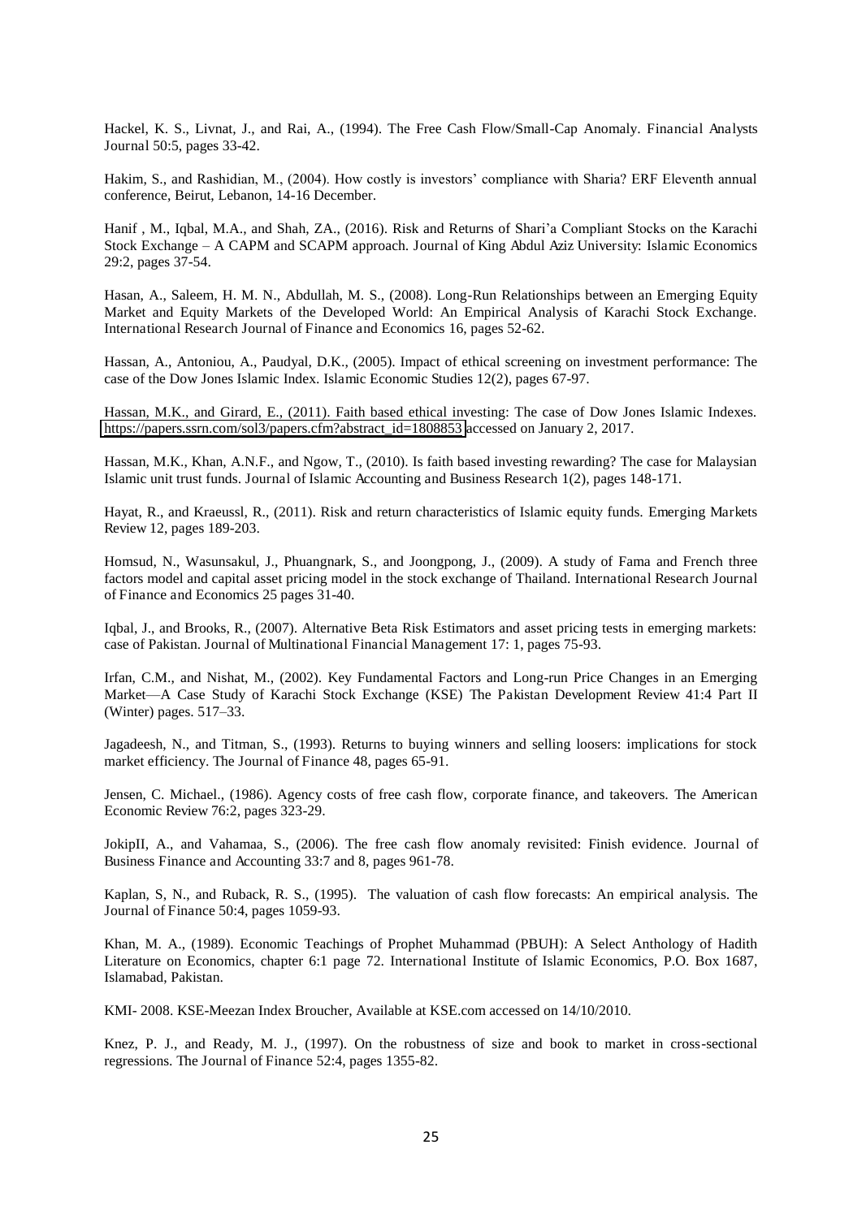Hackel, K. S., Livnat, J., and Rai, A., (1994). The Free Cash Flow/Small-Cap Anomaly. Financial Analysts Journal 50:5, pages 33-42.

Hakim, S., and Rashidian, M., (2004). How costly is investors' compliance with Sharia? ERF Eleventh annual conference, Beirut, Lebanon, 14-16 December.

Hanif , M., Iqbal, M.A., and Shah, ZA., (2016). Risk and Returns of Shari'a Compliant Stocks on the Karachi Stock Exchange – A CAPM and SCAPM approach. Journal of King Abdul Aziz University: Islamic Economics 29:2, pages 37-54.

Hasan, A., Saleem, H. M. N., Abdullah, M. S., (2008). Long-Run Relationships between an Emerging Equity Market and Equity Markets of the Developed World: An Empirical Analysis of Karachi Stock Exchange. International Research Journal of Finance and Economics 16, pages 52-62.

Hassan, A., Antoniou, A., Paudyal, D.K., (2005). Impact of ethical screening on investment performance: The case of the Dow Jones Islamic Index. Islamic Economic Studies 12(2), pages 67-97.

Hassan, M.K., and Girard, E., (2011). Faith based ethical investing: The case of Dow Jones Islamic Indexes. https://papers.ssrn.com/sol3/papers.cfm?abstract_id=1808853 accessed on January 2, 2017.

Hassan, M.K., Khan, A.N.F., and Ngow, T., (2010). Is faith based investing rewarding? The case for Malaysian Islamic unit trust funds. Journal of Islamic Accounting and Business Research 1(2), pages 148-171.

Hayat, R., and Kraeussl, R., (2011). Risk and return characteristics of Islamic equity funds. Emerging Markets Review 12, pages 189-203.

Homsud, N., Wasunsakul, J., Phuangnark, S., and Joongpong, J., (2009). A study of Fama and French three factors model and capital asset pricing model in the stock exchange of Thailand. International Research Journal of Finance and Economics 25 pages 31-40.

Iqbal, J., and Brooks, R., (2007). Alternative Beta Risk Estimators and asset pricing tests in emerging markets: case of Pakistan. Journal of Multinational Financial Management 17: 1, pages 75-93.

Irfan, C.M., and Nishat, M., (2002). Key Fundamental Factors and Long-run Price Changes in an Emerging Market—A Case Study of Karachi Stock Exchange (KSE) The Pakistan Development Review 41:4 Part II (Winter) pages. 517–33.

Jagadeesh, N., and Titman, S., (1993). Returns to buying winners and selling loosers: implications for stock market efficiency. The Journal of Finance 48, pages 65-91.

Jensen, C. Michael., (1986). Agency costs of free cash flow, corporate finance, and takeovers. The American Economic Review 76:2, pages 323-29.

JokipII, A., and Vahamaa, S., (2006). The free cash flow anomaly revisited: Finish evidence. Journal of Business Finance and Accounting 33:7 and 8, pages 961-78.

Kaplan, S, N., and Ruback, R. S., (1995). The valuation of cash flow forecasts: An empirical analysis. The Journal of Finance 50:4, pages 1059-93.

Khan, M. A., (1989). Economic Teachings of Prophet Muhammad (PBUH): A Select Anthology of Hadith Literature on Economics, chapter 6:1 page 72. International Institute of Islamic Economics, P.O. Box 1687, Islamabad, Pakistan.

KMI- 2008. KSE-Meezan Index Broucher, Available at KSE.com accessed on 14/10/2010.

Knez, P. J., and Ready, M. J., (1997). On the robustness of size and book to market in cross-sectional regressions. The Journal of Finance 52:4, pages 1355-82.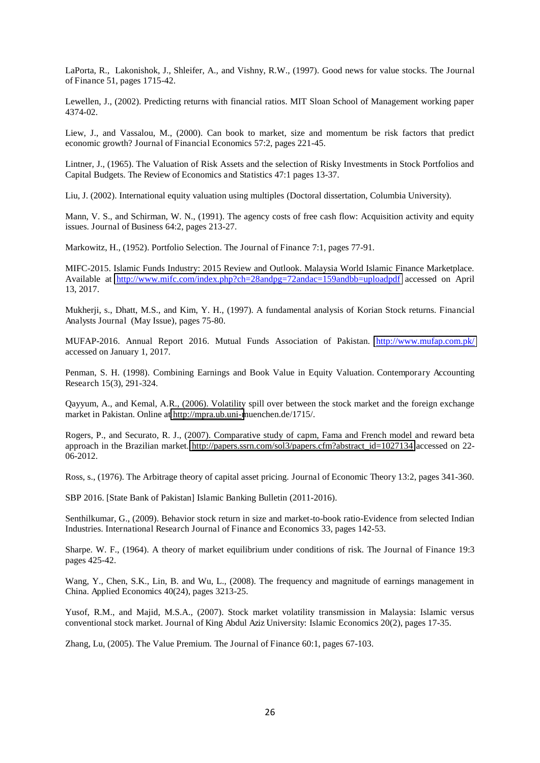LaPorta, R., Lakonishok, J., Shleifer, A., and Vishny, R.W., (1997). Good news for value stocks. The Journal of Finance 51, pages 1715-42.

Lewellen, J., (2002). Predicting returns with financial ratios. MIT Sloan School of Management working paper 4374-02.

Liew, J., and Vassalou, M., (2000). Can book to market, size and momentum be risk factors that predict economic growth? Journal of Financial Economics 57:2, pages 221-45.

Lintner, J., (1965). The Valuation of Risk Assets and the selection of Risky Investments in Stock Portfolios and Capital Budgets. The Review of Economics and Statistics 47:1 pages 13-37.

Liu, J. (2002). International equity valuation using multiples (Doctoral dissertation, Columbia University).

Mann, V. S., and Schirman, W. N., (1991). The agency costs of free cash flow: Acquisition activity and equity issues. Journal of Business 64:2, pages 213-27.

Markowitz, H., (1952). Portfolio Selection. The Journal of Finance 7:1, pages 77-91.

MIFC-2015. Islamic Funds Industry: 2015 Review and Outlook. Malaysia World Islamic Finance Marketplace. Available at http://www.mifc.com/index.php?ch=28andpg=72andac=159andbb=uploadpdf accessed on April 13, 2017.

Mukherji, s., Dhatt, M.S., and Kim, Y. H., (1997). A fundamental analysis of Korian Stock returns. Financial Analysts Journal (May Issue), pages 75-80.

MUFAP-2016. Annual Report 2016. Mutual Funds Association of Pakistan. http://www.mufap.com.pk/ accessed on January 1, 2017.

Penman, S. H. (1998). Combining Earnings and Book Value in Equity Valuation. Contemporary Accounting Research 15(3), 291-324.

Qayyum, A., and Kemal, A.R., (2006). Volatility spill over between the stock market and the foreign exchange market in Pakistan. Online at http://mpra.ub.uni-muenchen.de/1715/.

Rogers, P., and Securato, R. J., (2007). Comparative study of capm, Fama and French model and reward beta approach in the Brazilian market. http://papers.ssrn.com/sol3/papers.cfm?abstract_id=1027134 accessed on 22-06-2012.

Ross, s., (1976). The Arbitrage theory of capital asset pricing. Journal of Economic Theory 13:2, pages 341-360.

SBP 2016. [State Bank of Pakistan] Islamic Banking Bulletin (2011-2016).

Senthilkumar, G., (2009). Behavior stock return in size and market-to-book ratio-Evidence from selected Indian Industries. International Research Journal of Finance and Economics 33, pages 142-53.

Sharpe. W. F., (1964). A theory of market equilibrium under conditions of risk. The Journal of Finance 19:3 pages 425-42.

Wang, Y., Chen, S.K., Lin, B. and Wu, L., (2008). The frequency and magnitude of earnings management in China. Applied Economics 40(24), pages 3213-25.

Yusof, R.M., and Majid, M.S.A., (2007). Stock market volatility transmission in Malaysia: Islamic versus conventional stock market. Journal of King Abdul Aziz University: Islamic Economics 20(2), pages 17-35.

Zhang, Lu, (2005). The Value Premium. The Journal of Finance 60:1, pages 67-103.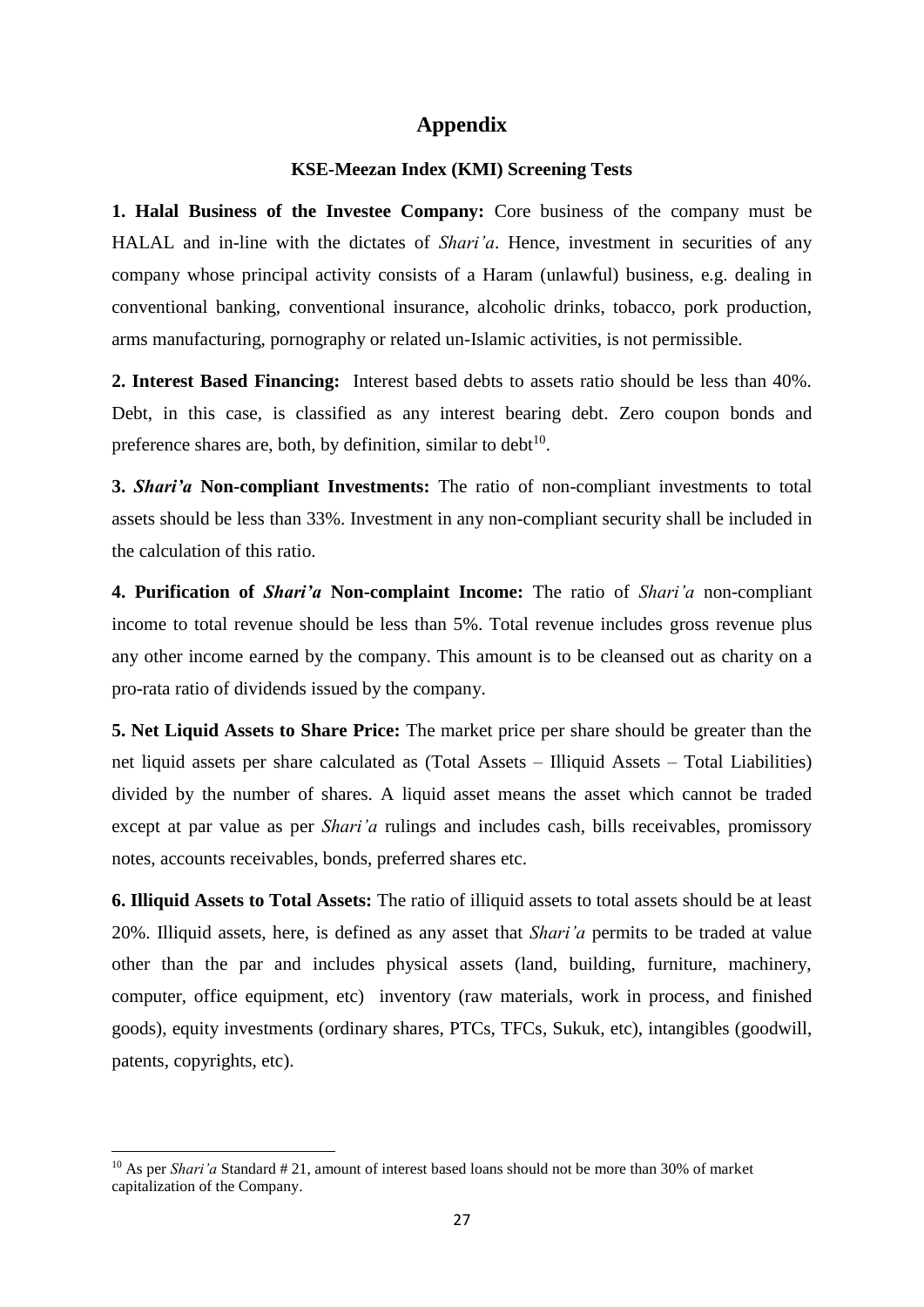# Appendix

### KSE-Meezan Index (KMI) Screening Tests

**1. Halal Business of the Investee Company:** Core business of the company must be HALAL and in-line with the dictates of *Shari'a*. Hence, investment in securities of any company whose principal activity consists of a Haram (unlawful) business, e.g. dealing in conventional banking, conventional insurance, alcoholic drinks, tobacco, pork production, arms manufacturing, pornography or related un-Islamic activities, is not permissible.

**2. Interest Based Financing:** Interest based debts to assets ratio should be less than 40%. Debt, in this case, is classified as any interest bearing debt. Zero coupon bonds and preference shares are, both, by definition, similar to debt[10].

**3. *Shari'a* Non-compliant Investments:** The ratio of non-compliant investments to total assets should be less than 33%. Investment in any non-compliant security shall be included in the calculation of this ratio.

**4. Purification of *Shari'a* Non-complaint Income:** The ratio of *Shari'a* non-compliant income to total revenue should be less than 5%. Total revenue includes gross revenue plus any other income earned by the company. This amount is to be cleansed out as charity on a pro-rata ratio of dividends issued by the company.

**5. Net Liquid Assets to Share Price:** The market price per share should be greater than the net liquid assets per share calculated as (Total Assets – Illiquid Assets – Total Liabilities) divided by the number of shares. A liquid asset means the asset which cannot be traded except at par value as per *Shari'a* rulings and includes cash, bills receivables, promissory notes, accounts receivables, bonds, preferred shares etc.

**6. Illiquid Assets to Total Assets:** The ratio of illiquid assets to total assets should be at least 20%. Illiquid assets, here, is defined as any asset that *Shari'a* permits to be traded at value other than the par and includes physical assets (land, building, furniture, machinery, computer, office equipment, etc) inventory (raw materials, work in process, and finished goods), equity investments (ordinary shares, PTCs, TFCs, Sukuk, etc), intangibles (goodwill, patents, copyrights, etc).

---

[10] As per *Shari'a* Standard # 21, amount of interest based loans should not be more than 30% of market capitalization of the Company.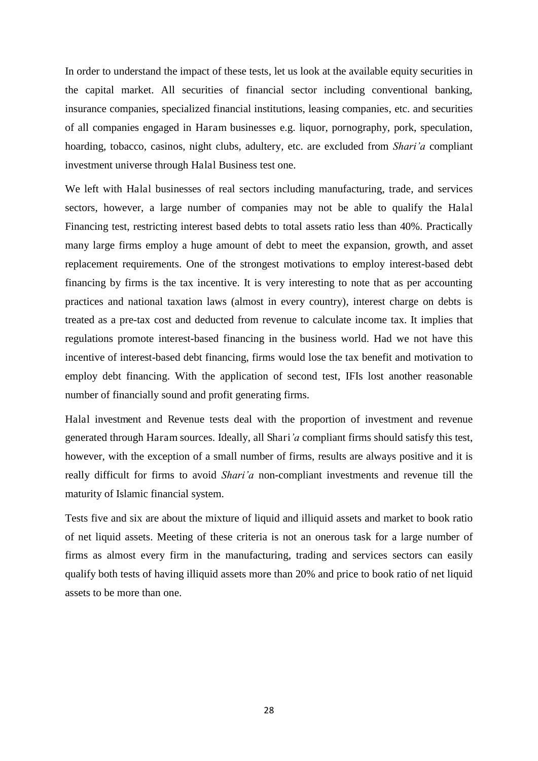In order to understand the impact of these tests, let us look at the available equity securities in the capital market. All securities of financial sector including conventional banking, insurance companies, specialized financial institutions, leasing companies, etc. and securities of all companies engaged in Haram businesses e.g. liquor, pornography, pork, speculation, hoarding, tobacco, casinos, night clubs, adultery, etc. are excluded from *Shari'a* compliant investment universe through Halal Business test one.

We left with Halal businesses of real sectors including manufacturing, trade, and services sectors, however, a large number of companies may not be able to qualify the Halal Financing test, restricting interest based debts to total assets ratio less than 40%. Practically many large firms employ a huge amount of debt to meet the expansion, growth, and asset replacement requirements. One of the strongest motivations to employ interest-based debt financing by firms is the tax incentive. It is very interesting to note that as per accounting practices and national taxation laws (almost in every country), interest charge on debts is treated as a pre-tax cost and deducted from revenue to calculate income tax. It implies that regulations promote interest-based financing in the business world. Had we not have this incentive of interest-based debt financing, firms would lose the tax benefit and motivation to employ debt financing. With the application of second test, IFIs lost another reasonable number of financially sound and profit generating firms.

Halal investment and Revenue tests deal with the proportion of investment and revenue generated through Haram sources. Ideally, all Shari*'a* compliant firms should satisfy this test, however, with the exception of a small number of firms, results are always positive and it is really difficult for firms to avoid *Shari'a* non-compliant investments and revenue till the maturity of Islamic financial system.

Tests five and six are about the mixture of liquid and illiquid assets and market to book ratio of net liquid assets. Meeting of these criteria is not an onerous task for a large number of firms as almost every firm in the manufacturing, trading and services sectors can easily qualify both tests of having illiquid assets more than 20% and price to book ratio of net liquid assets to be more than one.